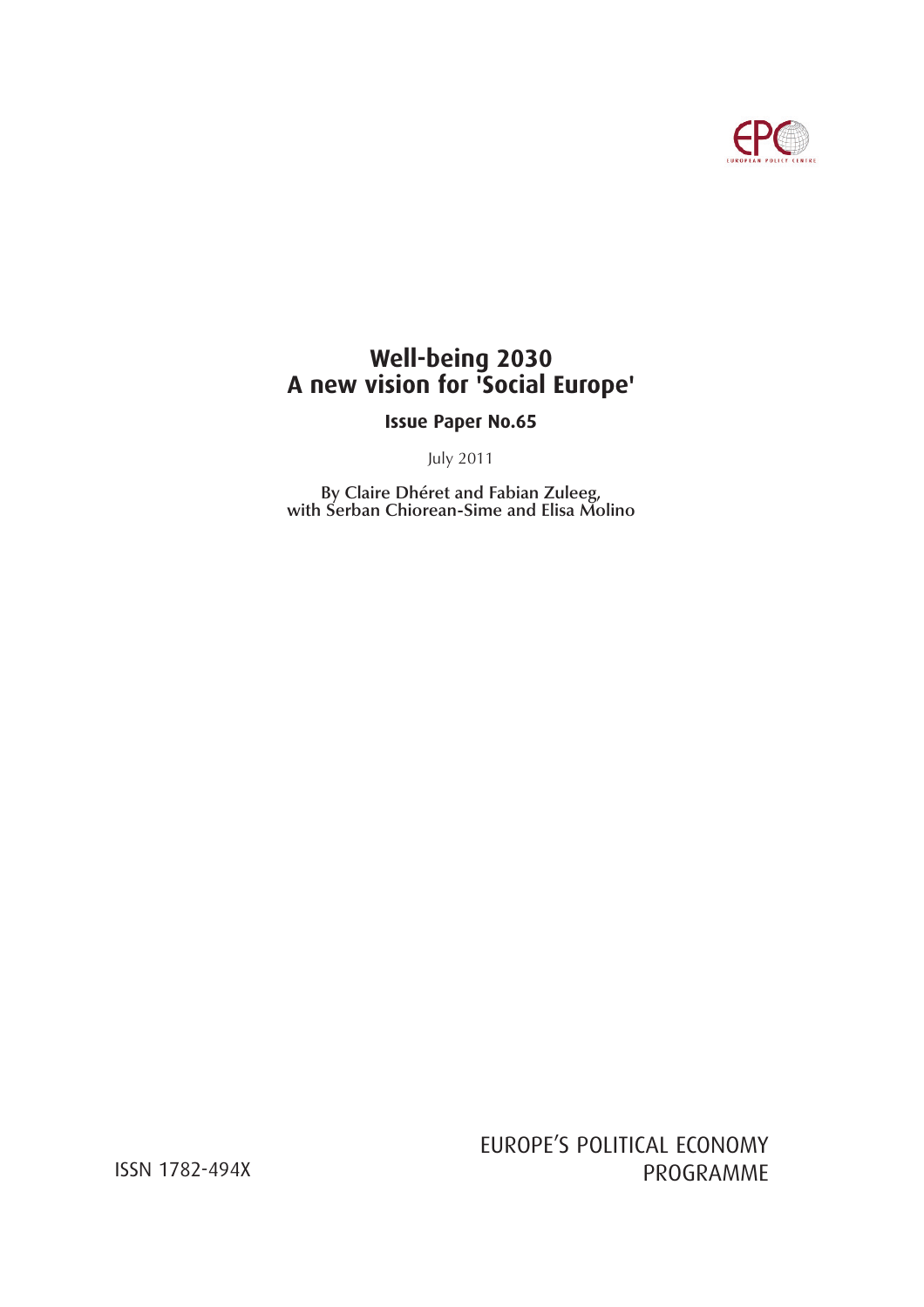# Well-being 2030
# A new vision for 'Social Europe'

**Issue Paper No.65**

July 2011

**By Claire Dhéret and Fabian Zuleeg, with Serban Chiorean-Sime and Elisa Molino**

ISSN 1782-494X

EUROPE'S POLITICAL ECONOMY PROGRAMME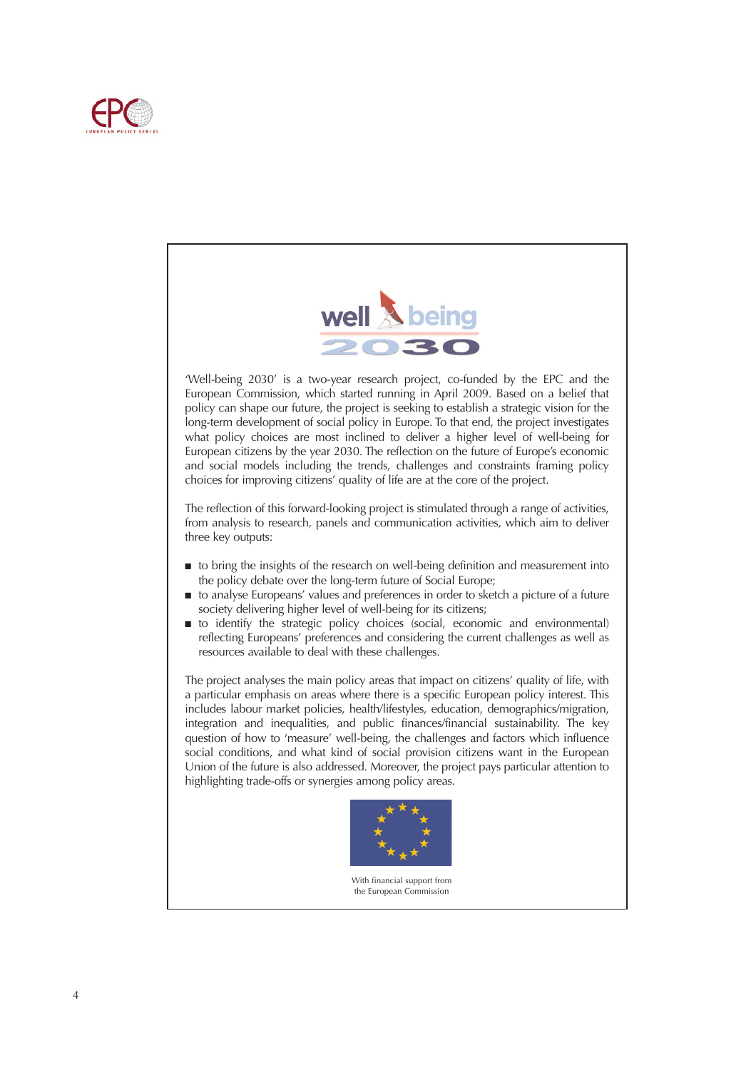'Well-being 2030' is a two-year research project, co-funded by the EPC and the European Commission, which started running in April 2009. Based on a belief that policy can shape our future, the project is seeking to establish a strategic vision for the long-term development of social policy in Europe. To that end, the project investigates what policy choices are most inclined to deliver a higher level of well-being for European citizens by the year 2030. The reflection on the future of Europe's economic and social models including the trends, challenges and constraints framing policy choices for improving citizens' quality of life are at the core of the project.

The reflection of this forward-looking project is stimulated through a range of activities, from analysis to research, panels and communication activities, which aim to deliver three key outputs:

- to bring the insights of the research on well-being definition and measurement into the policy debate over the long-term future of Social Europe;
- to analyse Europeans' values and preferences in order to sketch a picture of a future society delivering higher level of well-being for its citizens;
- to identify the strategic policy choices (social, economic and environmental) reflecting Europeans' preferences and considering the current challenges as well as resources available to deal with these challenges.

The project analyses the main policy areas that impact on citizens' quality of life, with a particular emphasis on areas where there is a specific European policy interest. This includes labour market policies, health/lifestyles, education, demographics/migration, integration and inequalities, and public finances/financial sustainability. The key question of how to 'measure' well-being, the challenges and factors which influence social conditions, and what kind of social provision citizens want in the European Union of the future is also addressed. Moreover, the project pays particular attention to highlighting trade-offs or synergies among policy areas.

With financial support from the European Commission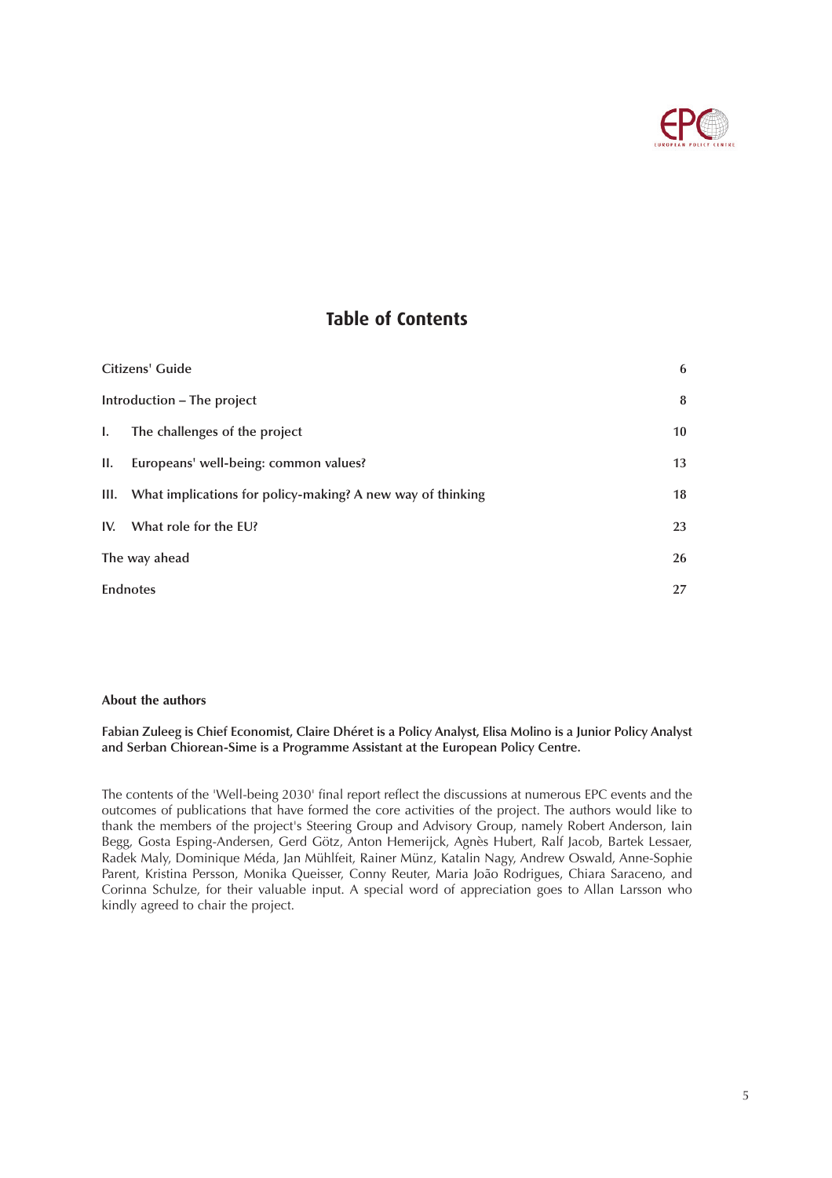## Table of Contents

| | |
|---|---|
| Citizens' Guide | 6 |
| Introduction – The project | 8 |
| I. The challenges of the project | 10 |
| II. Europeans' well-being: common values? | 13 |
| III. What implications for policy-making? A new way of thinking | 18 |
| IV. What role for the EU? | 23 |
| The way ahead | 26 |
| Endnotes | 27 |

**About the authors**

**Fabian Zuleeg is Chief Economist, Claire Dhéret is a Policy Analyst, Elisa Molino is a Junior Policy Analyst and Serban Chiorean-Sime is a Programme Assistant at the European Policy Centre.**

The contents of the 'Well-being 2030' final report reflect the discussions at numerous EPC events and the outcomes of publications that have formed the core activities of the project. The authors would like to thank the members of the project's Steering Group and Advisory Group, namely Robert Anderson, Iain Begg, Gosta Esping-Andersen, Gerd Götz, Anton Hemerijck, Agnès Hubert, Ralf Jacob, Bartek Lessaer, Radek Maly, Dominique Méda, Jan Mühlfeit, Rainer Münz, Katalin Nagy, Andrew Oswald, Anne-Sophie Parent, Kristina Persson, Monika Queisser, Conny Reuter, Maria João Rodrigues, Chiara Saraceno, and Corinna Schulze, for their valuable input. A special word of appreciation goes to Allan Larsson who kindly agreed to chair the project.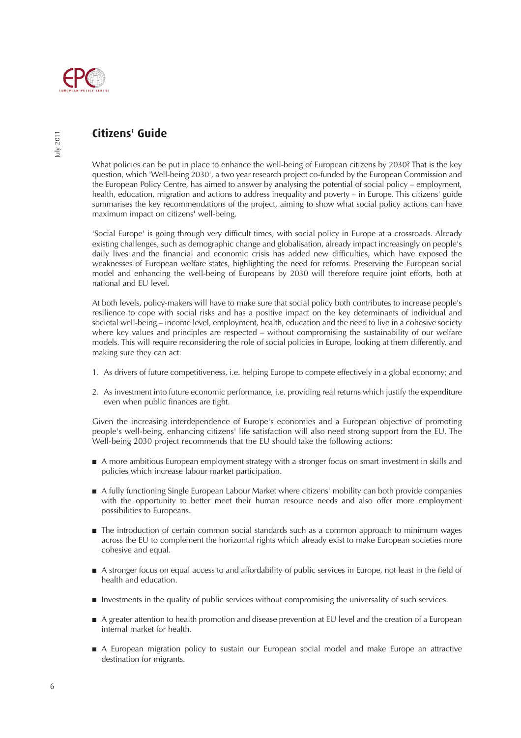## Citizens' Guide

What policies can be put in place to enhance the well-being of European citizens by 2030? That is the key question, which 'Well-being 2030', a two year research project co-funded by the European Commission and the European Policy Centre, has aimed to answer by analysing the potential of social policy – employment, health, education, migration and actions to address inequality and poverty – in Europe. This citizens' guide summarises the key recommendations of the project, aiming to show what social policy actions can have maximum impact on citizens' well-being.

'Social Europe' is going through very difficult times, with social policy in Europe at a crossroads. Already existing challenges, such as demographic change and globalisation, already impact increasingly on people's daily lives and the financial and economic crisis has added new difficulties, which have exposed the weaknesses of European welfare states, highlighting the need for reforms. Preserving the European social model and enhancing the well-being of Europeans by 2030 will therefore require joint efforts, both at national and EU level.

At both levels, policy-makers will have to make sure that social policy both contributes to increase people's resilience to cope with social risks and has a positive impact on the key determinants of individual and societal well-being – income level, employment, health, education and the need to live in a cohesive society where key values and principles are respected – without compromising the sustainability of our welfare models. This will require reconsidering the role of social policies in Europe, looking at them differently, and making sure they can act:

1. As drivers of future competitiveness, i.e. helping Europe to compete effectively in a global economy; and
2. As investment into future economic performance, i.e. providing real returns which justify the expenditure even when public finances are tight.

Given the increasing interdependence of Europe's economies and a European objective of promoting people's well-being, enhancing citizens' life satisfaction will also need strong support from the EU. The Well-being 2030 project recommends that the EU should take the following actions:

- A more ambitious European employment strategy with a stronger focus on smart investment in skills and policies which increase labour market participation.
- A fully functioning Single European Labour Market where citizens' mobility can both provide companies with the opportunity to better meet their human resource needs and also offer more employment possibilities to Europeans.
- The introduction of certain common social standards such as a common approach to minimum wages across the EU to complement the horizontal rights which already exist to make European societies more cohesive and equal.
- A stronger focus on equal access to and affordability of public services in Europe, not least in the field of health and education.
- Investments in the quality of public services without compromising the universality of such services.
- A greater attention to health promotion and disease prevention at EU level and the creation of a European internal market for health.
- A European migration policy to sustain our European social model and make Europe an attractive destination for migrants.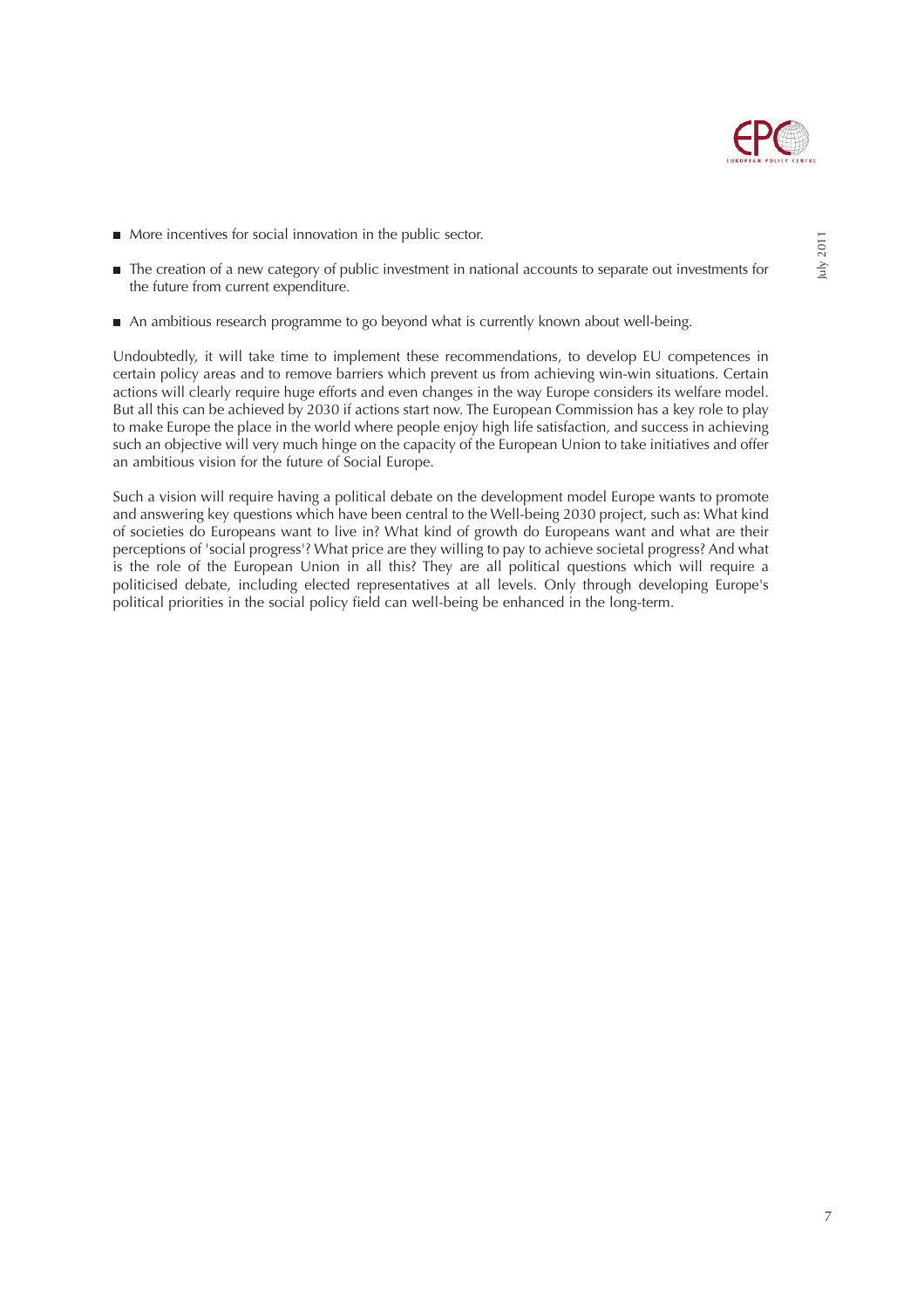- More incentives for social innovation in the public sector.
- The creation of a new category of public investment in national accounts to separate out investments for the future from current expenditure.
- An ambitious research programme to go beyond what is currently known about well-being.

Undoubtedly, it will take time to implement these recommendations, to develop EU competences in certain policy areas and to remove barriers which prevent us from achieving win-win situations. Certain actions will clearly require huge efforts and even changes in the way Europe considers its welfare model. But all this can be achieved by 2030 if actions start now. The European Commission has a key role to play to make Europe the place in the world where people enjoy high life satisfaction, and success in achieving such an objective will very much hinge on the capacity of the European Union to take initiatives and offer an ambitious vision for the future of Social Europe.

Such a vision will require having a political debate on the development model Europe wants to promote and answering key questions which have been central to the Well-being 2030 project, such as: What kind of societies do Europeans want to live in? What kind of growth do Europeans want and what are their perceptions of 'social progress'? What price are they willing to pay to achieve societal progress? And what is the role of the European Union in all this? They are all political questions which will require a politicised debate, including elected representatives at all levels. Only through developing Europe's political priorities in the social policy field can well-being be enhanced in the long-term.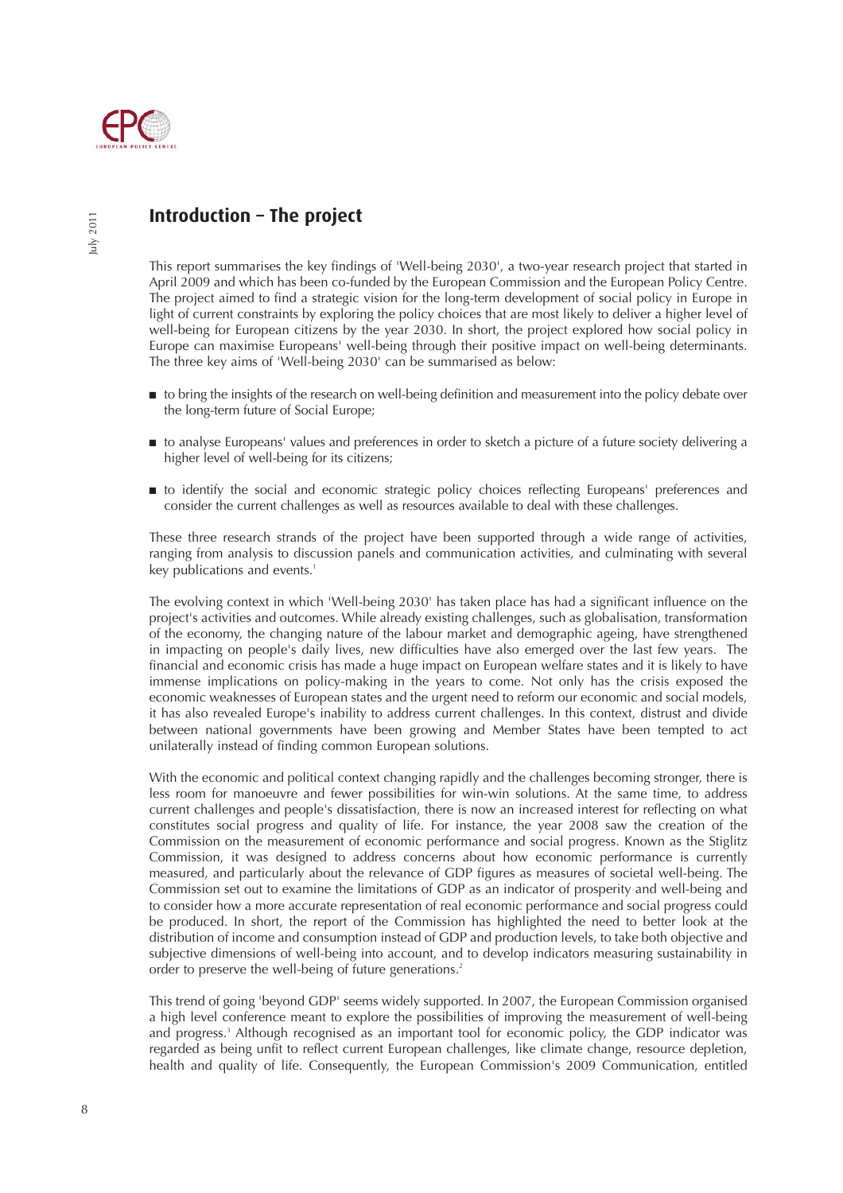## Introduction – The project

This report summarises the key findings of 'Well-being 2030', a two-year research project that started in April 2009 and which has been co-funded by the European Commission and the European Policy Centre. The project aimed to find a strategic vision for the long-term development of social policy in Europe in light of current constraints by exploring the policy choices that are most likely to deliver a higher level of well-being for European citizens by the year 2030. In short, the project explored how social policy in Europe can maximise Europeans' well-being through their positive impact on well-being determinants. The three key aims of 'Well-being 2030' can be summarised as below:

- to bring the insights of the research on well-being definition and measurement into the policy debate over the long-term future of Social Europe;
- to analyse Europeans' values and preferences in order to sketch a picture of a future society delivering a higher level of well-being for its citizens;
- to identify the social and economic strategic policy choices reflecting Europeans' preferences and consider the current challenges as well as resources available to deal with these challenges.

These three research strands of the project have been supported through a wide range of activities, ranging from analysis to discussion panels and communication activities, and culminating with several key publications and events.[1]

The evolving context in which 'Well-being 2030' has taken place has had a significant influence on the project's activities and outcomes. While already existing challenges, such as globalisation, transformation of the economy, the changing nature of the labour market and demographic ageing, have strengthened in impacting on people's daily lives, new difficulties have also emerged over the last few years. The financial and economic crisis has made a huge impact on European welfare states and it is likely to have immense implications on policy-making in the years to come. Not only has the crisis exposed the economic weaknesses of European states and the urgent need to reform our economic and social models, it has also revealed Europe's inability to address current challenges. In this context, distrust and divide between national governments have been growing and Member States have been tempted to act unilaterally instead of finding common European solutions.

With the economic and political context changing rapidly and the challenges becoming stronger, there is less room for manoeuvre and fewer possibilities for win-win solutions. At the same time, to address current challenges and people's dissatisfaction, there is now an increased interest for reflecting on what constitutes social progress and quality of life. For instance, the year 2008 saw the creation of the Commission on the measurement of economic performance and social progress. Known as the Stiglitz Commission, it was designed to address concerns about how economic performance is currently measured, and particularly about the relevance of GDP figures as measures of societal well-being. The Commission set out to examine the limitations of GDP as an indicator of prosperity and well-being and to consider how a more accurate representation of real economic performance and social progress could be produced. In short, the report of the Commission has highlighted the need to better look at the distribution of income and consumption instead of GDP and production levels, to take both objective and subjective dimensions of well-being into account, and to develop indicators measuring sustainability in order to preserve the well-being of future generations.[2]

This trend of going 'beyond GDP' seems widely supported. In 2007, the European Commission organised a high level conference meant to explore the possibilities of improving the measurement of well-being and progress.[3] Although recognised as an important tool for economic policy, the GDP indicator was regarded as being unfit to reflect current European challenges, like climate change, resource depletion, health and quality of life. Consequently, the European Commission's 2009 Communication, entitled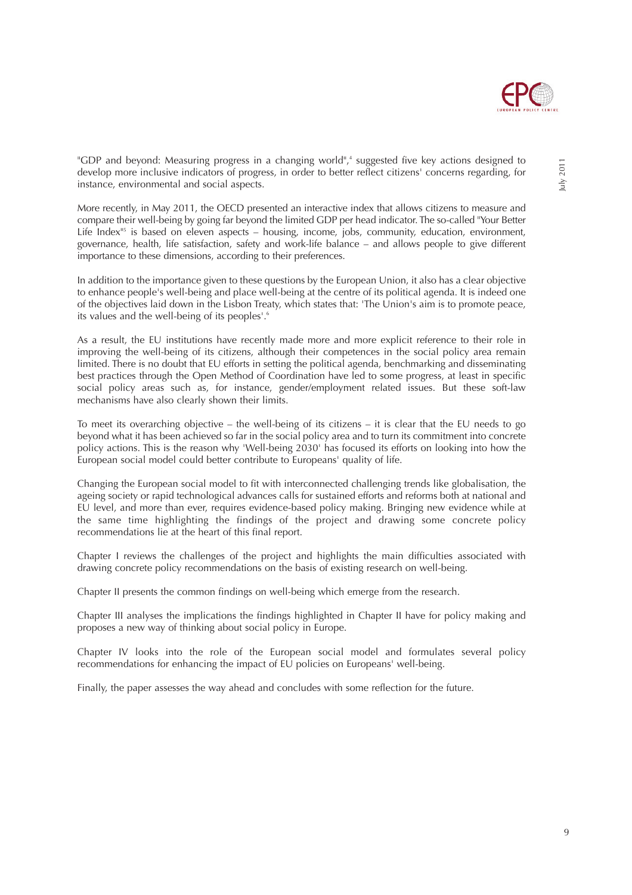"GDP and beyond: Measuring progress in a changing world",[4] suggested five key actions designed to develop more inclusive indicators of progress, in order to better reflect citizens' concerns regarding, for instance, environmental and social aspects.

More recently, in May 2011, the OECD presented an interactive index that allows citizens to measure and compare their well-being by going far beyond the limited GDP per head indicator. The so-called "Your Better Life Index"[5] is based on eleven aspects – housing, income, jobs, community, education, environment, governance, health, life satisfaction, safety and work-life balance – and allows people to give different importance to these dimensions, according to their preferences.

In addition to the importance given to these questions by the European Union, it also has a clear objective to enhance people's well-being and place well-being at the centre of its political agenda. It is indeed one of the objectives laid down in the Lisbon Treaty, which states that: 'The Union's aim is to promote peace, its values and the well-being of its peoples'.[6]

As a result, the EU institutions have recently made more and more explicit reference to their role in improving the well-being of its citizens, although their competences in the social policy area remain limited. There is no doubt that EU efforts in setting the political agenda, benchmarking and disseminating best practices through the Open Method of Coordination have led to some progress, at least in specific social policy areas such as, for instance, gender/employment related issues. But these soft-law mechanisms have also clearly shown their limits.

To meet its overarching objective – the well-being of its citizens – it is clear that the EU needs to go beyond what it has been achieved so far in the social policy area and to turn its commitment into concrete policy actions. This is the reason why 'Well-being 2030' has focused its efforts on looking into how the European social model could better contribute to Europeans' quality of life.

Changing the European social model to fit with interconnected challenging trends like globalisation, the ageing society or rapid technological advances calls for sustained efforts and reforms both at national and EU level, and more than ever, requires evidence-based policy making. Bringing new evidence while at the same time highlighting the findings of the project and drawing some concrete policy recommendations lie at the heart of this final report.

Chapter I reviews the challenges of the project and highlights the main difficulties associated with drawing concrete policy recommendations on the basis of existing research on well-being.

Chapter II presents the common findings on well-being which emerge from the research.

Chapter III analyses the implications the findings highlighted in Chapter II have for policy making and proposes a new way of thinking about social policy in Europe.

Chapter IV looks into the role of the European social model and formulates several policy recommendations for enhancing the impact of EU policies on Europeans' well-being.

Finally, the paper assesses the way ahead and concludes with some reflection for the future.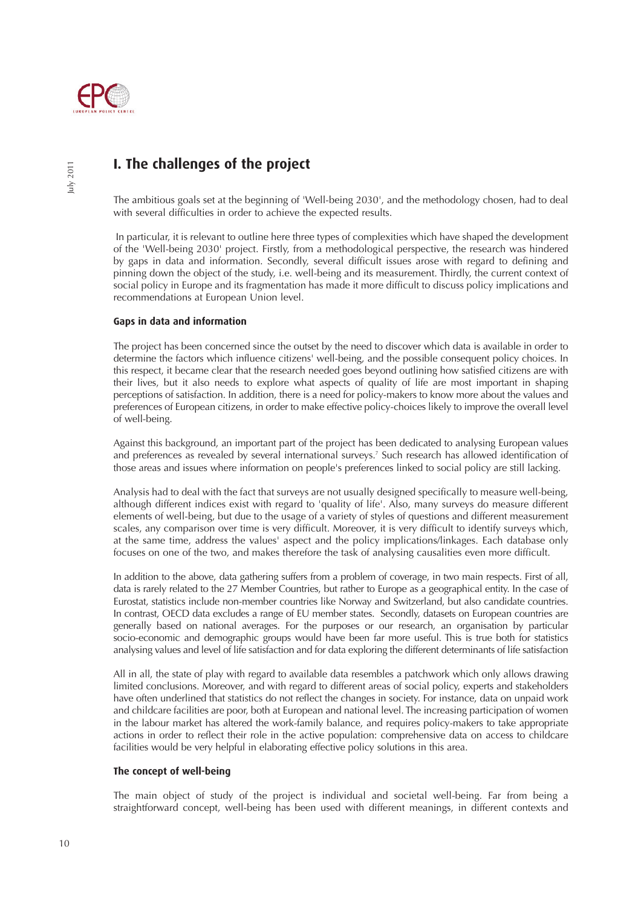## I. The challenges of the project

The ambitious goals set at the beginning of 'Well-being 2030', and the methodology chosen, had to deal with several difficulties in order to achieve the expected results.

In particular, it is relevant to outline here three types of complexities which have shaped the development of the 'Well-being 2030' project. Firstly, from a methodological perspective, the research was hindered by gaps in data and information. Secondly, several difficult issues arose with regard to defining and pinning down the object of the study, i.e. well-being and its measurement. Thirdly, the current context of social policy in Europe and its fragmentation has made it more difficult to discuss policy implications and recommendations at European Union level.

### Gaps in data and information

The project has been concerned since the outset by the need to discover which data is available in order to determine the factors which influence citizens' well-being, and the possible consequent policy choices. In this respect, it became clear that the research needed goes beyond outlining how satisfied citizens are with their lives, but it also needs to explore what aspects of quality of life are most important in shaping perceptions of satisfaction. In addition, there is a need for policy-makers to know more about the values and preferences of European citizens, in order to make effective policy-choices likely to improve the overall level of well-being.

Against this background, an important part of the project has been dedicated to analysing European values and preferences as revealed by several international surveys.[7] Such research has allowed identification of those areas and issues where information on people's preferences linked to social policy are still lacking.

Analysis had to deal with the fact that surveys are not usually designed specifically to measure well-being, although different indices exist with regard to 'quality of life'. Also, many surveys do measure different elements of well-being, but due to the usage of a variety of styles of questions and different measurement scales, any comparison over time is very difficult. Moreover, it is very difficult to identify surveys which, at the same time, address the values' aspect and the policy implications/linkages. Each database only focuses on one of the two, and makes therefore the task of analysing causalities even more difficult.

In addition to the above, data gathering suffers from a problem of coverage, in two main respects. First of all, data is rarely related to the 27 Member Countries, but rather to Europe as a geographical entity. In the case of Eurostat, statistics include non-member countries like Norway and Switzerland, but also candidate countries. In contrast, OECD data excludes a range of EU member states. Secondly, datasets on European countries are generally based on national averages. For the purposes or our research, an organisation by particular socio-economic and demographic groups would have been far more useful. This is true both for statistics analysing values and level of life satisfaction and for data exploring the different determinants of life satisfaction

All in all, the state of play with regard to available data resembles a patchwork which only allows drawing limited conclusions. Moreover, and with regard to different areas of social policy, experts and stakeholders have often underlined that statistics do not reflect the changes in society. For instance, data on unpaid work and childcare facilities are poor, both at European and national level. The increasing participation of women in the labour market has altered the work-family balance, and requires policy-makers to take appropriate actions in order to reflect their role in the active population: comprehensive data on access to childcare facilities would be very helpful in elaborating effective policy solutions in this area.

### The concept of well-being

The main object of study of the project is individual and societal well-being. Far from being a straightforward concept, well-being has been used with different meanings, in different contexts and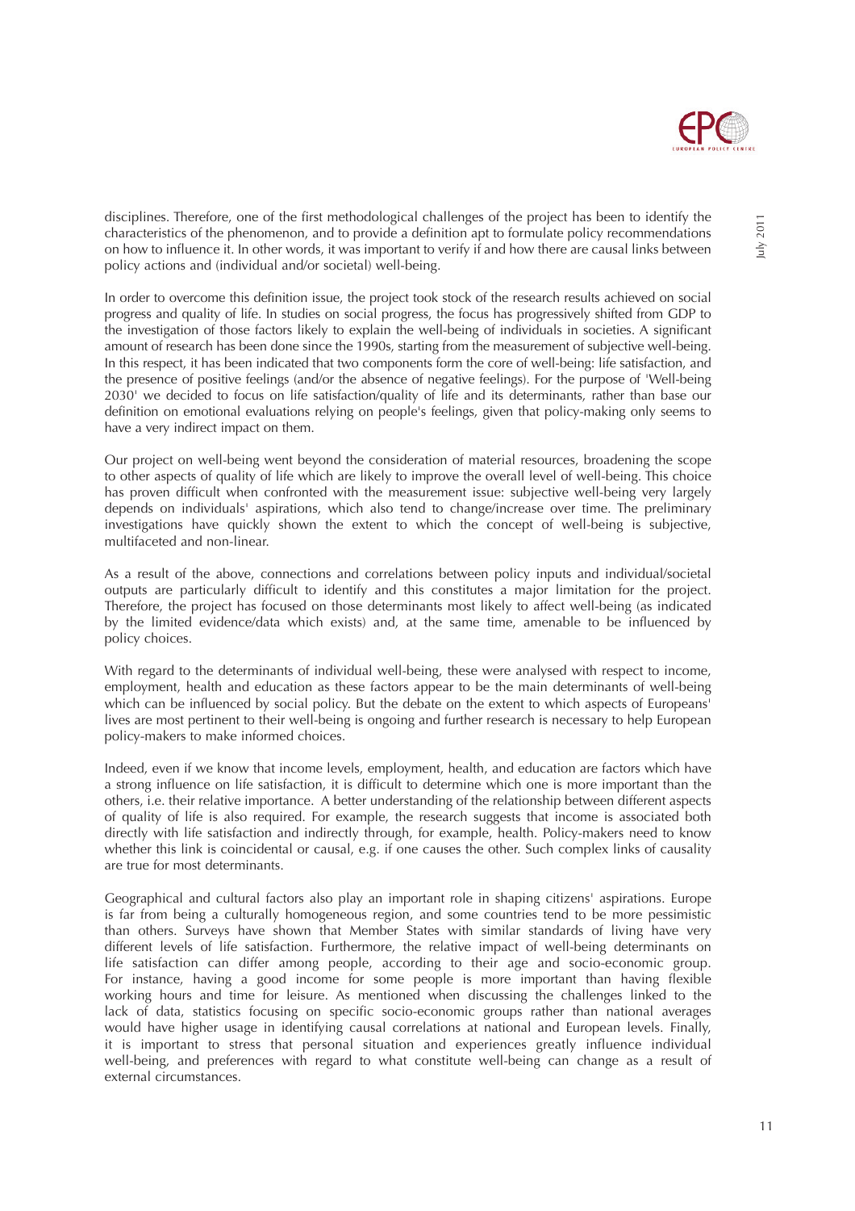disciplines. Therefore, one of the first methodological challenges of the project has been to identify the characteristics of the phenomenon, and to provide a definition apt to formulate policy recommendations on how to influence it. In other words, it was important to verify if and how there are causal links between policy actions and (individual and/or societal) well-being.

In order to overcome this definition issue, the project took stock of the research results achieved on social progress and quality of life. In studies on social progress, the focus has progressively shifted from GDP to the investigation of those factors likely to explain the well-being of individuals in societies. A significant amount of research has been done since the 1990s, starting from the measurement of subjective well-being. In this respect, it has been indicated that two components form the core of well-being: life satisfaction, and the presence of positive feelings (and/or the absence of negative feelings). For the purpose of 'Well-being 2030' we decided to focus on life satisfaction/quality of life and its determinants, rather than base our definition on emotional evaluations relying on people's feelings, given that policy-making only seems to have a very indirect impact on them.

Our project on well-being went beyond the consideration of material resources, broadening the scope to other aspects of quality of life which are likely to improve the overall level of well-being. This choice has proven difficult when confronted with the measurement issue: subjective well-being very largely depends on individuals' aspirations, which also tend to change/increase over time. The preliminary investigations have quickly shown the extent to which the concept of well-being is subjective, multifaceted and non-linear.

As a result of the above, connections and correlations between policy inputs and individual/societal outputs are particularly difficult to identify and this constitutes a major limitation for the project. Therefore, the project has focused on those determinants most likely to affect well-being (as indicated by the limited evidence/data which exists) and, at the same time, amenable to be influenced by policy choices.

With regard to the determinants of individual well-being, these were analysed with respect to income, employment, health and education as these factors appear to be the main determinants of well-being which can be influenced by social policy. But the debate on the extent to which aspects of Europeans' lives are most pertinent to their well-being is ongoing and further research is necessary to help European policy-makers to make informed choices.

Indeed, even if we know that income levels, employment, health, and education are factors which have a strong influence on life satisfaction, it is difficult to determine which one is more important than the others, i.e. their relative importance. A better understanding of the relationship between different aspects of quality of life is also required. For example, the research suggests that income is associated both directly with life satisfaction and indirectly through, for example, health. Policy-makers need to know whether this link is coincidental or causal, e.g. if one causes the other. Such complex links of causality are true for most determinants.

Geographical and cultural factors also play an important role in shaping citizens' aspirations. Europe is far from being a culturally homogeneous region, and some countries tend to be more pessimistic than others. Surveys have shown that Member States with similar standards of living have very different levels of life satisfaction. Furthermore, the relative impact of well-being determinants on life satisfaction can differ among people, according to their age and socio-economic group. For instance, having a good income for some people is more important than having flexible working hours and time for leisure. As mentioned when discussing the challenges linked to the lack of data, statistics focusing on specific socio-economic groups rather than national averages would have higher usage in identifying causal correlations at national and European levels. Finally, it is important to stress that personal situation and experiences greatly influence individual well-being, and preferences with regard to what constitute well-being can change as a result of external circumstances.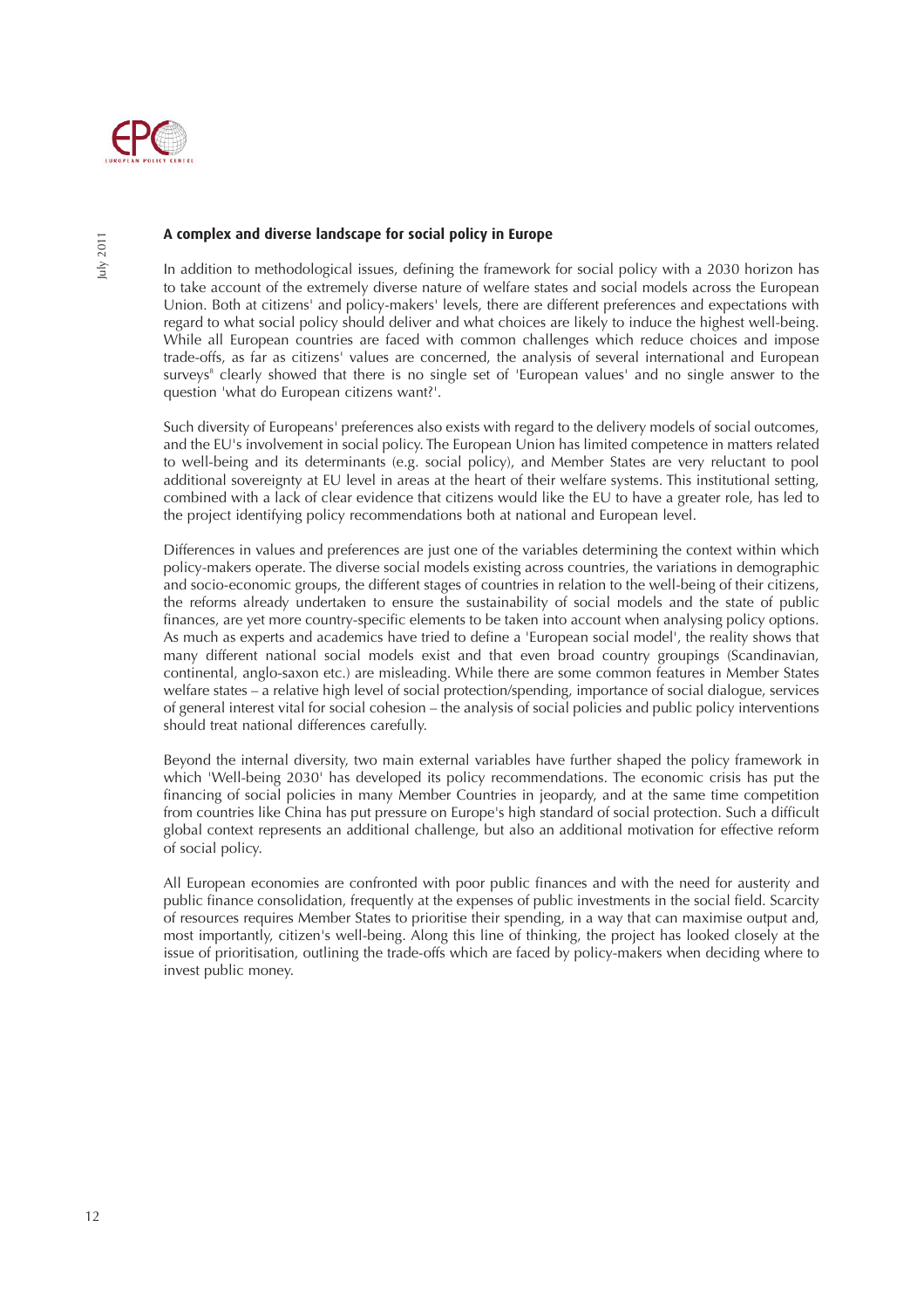### A complex and diverse landscape for social policy in Europe

In addition to methodological issues, defining the framework for social policy with a 2030 horizon has to take account of the extremely diverse nature of welfare states and social models across the European Union. Both at citizens' and policy-makers' levels, there are different preferences and expectations with regard to what social policy should deliver and what choices are likely to induce the highest well-being. While all European countries are faced with common challenges which reduce choices and impose trade-offs, as far as citizens' values are concerned, the analysis of several international and European surveys[8] clearly showed that there is no single set of 'European values' and no single answer to the question 'what do European citizens want?'.

Such diversity of Europeans' preferences also exists with regard to the delivery models of social outcomes, and the EU's involvement in social policy. The European Union has limited competence in matters related to well-being and its determinants (e.g. social policy), and Member States are very reluctant to pool additional sovereignty at EU level in areas at the heart of their welfare systems. This institutional setting, combined with a lack of clear evidence that citizens would like the EU to have a greater role, has led to the project identifying policy recommendations both at national and European level.

Differences in values and preferences are just one of the variables determining the context within which policy-makers operate. The diverse social models existing across countries, the variations in demographic and socio-economic groups, the different stages of countries in relation to the well-being of their citizens, the reforms already undertaken to ensure the sustainability of social models and the state of public finances, are yet more country-specific elements to be taken into account when analysing policy options. As much as experts and academics have tried to define a 'European social model', the reality shows that many different national social models exist and that even broad country groupings (Scandinavian, continental, anglo-saxon etc.) are misleading. While there are some common features in Member States welfare states – a relative high level of social protection/spending, importance of social dialogue, services of general interest vital for social cohesion – the analysis of social policies and public policy interventions should treat national differences carefully.

Beyond the internal diversity, two main external variables have further shaped the policy framework in which 'Well-being 2030' has developed its policy recommendations. The economic crisis has put the financing of social policies in many Member Countries in jeopardy, and at the same time competition from countries like China has put pressure on Europe's high standard of social protection. Such a difficult global context represents an additional challenge, but also an additional motivation for effective reform of social policy.

All European economies are confronted with poor public finances and with the need for austerity and public finance consolidation, frequently at the expenses of public investments in the social field. Scarcity of resources requires Member States to prioritise their spending, in a way that can maximise output and, most importantly, citizen's well-being. Along this line of thinking, the project has looked closely at the issue of prioritisation, outlining the trade-offs which are faced by policy-makers when deciding where to invest public money.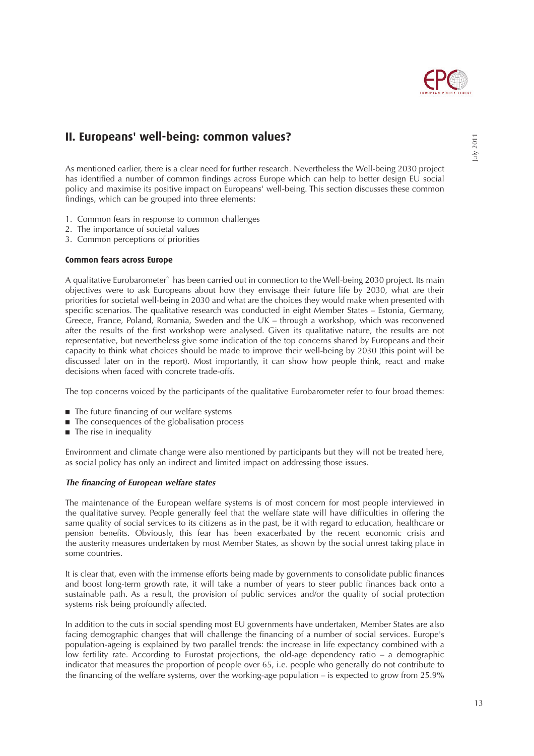## II. Europeans' well-being: common values?

As mentioned earlier, there is a clear need for further research. Nevertheless the Well-being 2030 project has identified a number of common findings across Europe which can help to better design EU social policy and maximise its positive impact on Europeans' well-being. This section discusses these common findings, which can be grouped into three elements:

1. Common fears in response to common challenges
2. The importance of societal values
3. Common perceptions of priorities

### Common fears across Europe

A qualitative Eurobarometer[9] has been carried out in connection to the Well-being 2030 project. Its main objectives were to ask Europeans about how they envisage their future life by 2030, what are their priorities for societal well-being in 2030 and what are the choices they would make when presented with specific scenarios. The qualitative research was conducted in eight Member States – Estonia, Germany, Greece, France, Poland, Romania, Sweden and the UK – through a workshop, which was reconvened after the results of the first workshop were analysed. Given its qualitative nature, the results are not representative, but nevertheless give some indication of the top concerns shared by Europeans and their capacity to think what choices should be made to improve their well-being by 2030 (this point will be discussed later on in the report). Most importantly, it can show how people think, react and make decisions when faced with concrete trade-offs.

The top concerns voiced by the participants of the qualitative Eurobarometer refer to four broad themes:

- The future financing of our welfare systems
- The consequences of the globalisation process
- The rise in inequality

Environment and climate change were also mentioned by participants but they will not be treated here, as social policy has only an indirect and limited impact on addressing those issues.

#### *The financing of European welfare states*

The maintenance of the European welfare systems is of most concern for most people interviewed in the qualitative survey. People generally feel that the welfare state will have difficulties in offering the same quality of social services to its citizens as in the past, be it with regard to education, healthcare or pension benefits. Obviously, this fear has been exacerbated by the recent economic crisis and the austerity measures undertaken by most Member States, as shown by the social unrest taking place in some countries.

It is clear that, even with the immense efforts being made by governments to consolidate public finances and boost long-term growth rate, it will take a number of years to steer public finances back onto a sustainable path. As a result, the provision of public services and/or the quality of social protection systems risk being profoundly affected.

In addition to the cuts in social spending most EU governments have undertaken, Member States are also facing demographic changes that will challenge the financing of a number of social services. Europe's population-ageing is explained by two parallel trends: the increase in life expectancy combined with a low fertility rate. According to Eurostat projections, the old-age dependency ratio – a demographic indicator that measures the proportion of people over 65, i.e. people who generally do not contribute to the financing of the welfare systems, over the working-age population – is expected to grow from 25.9%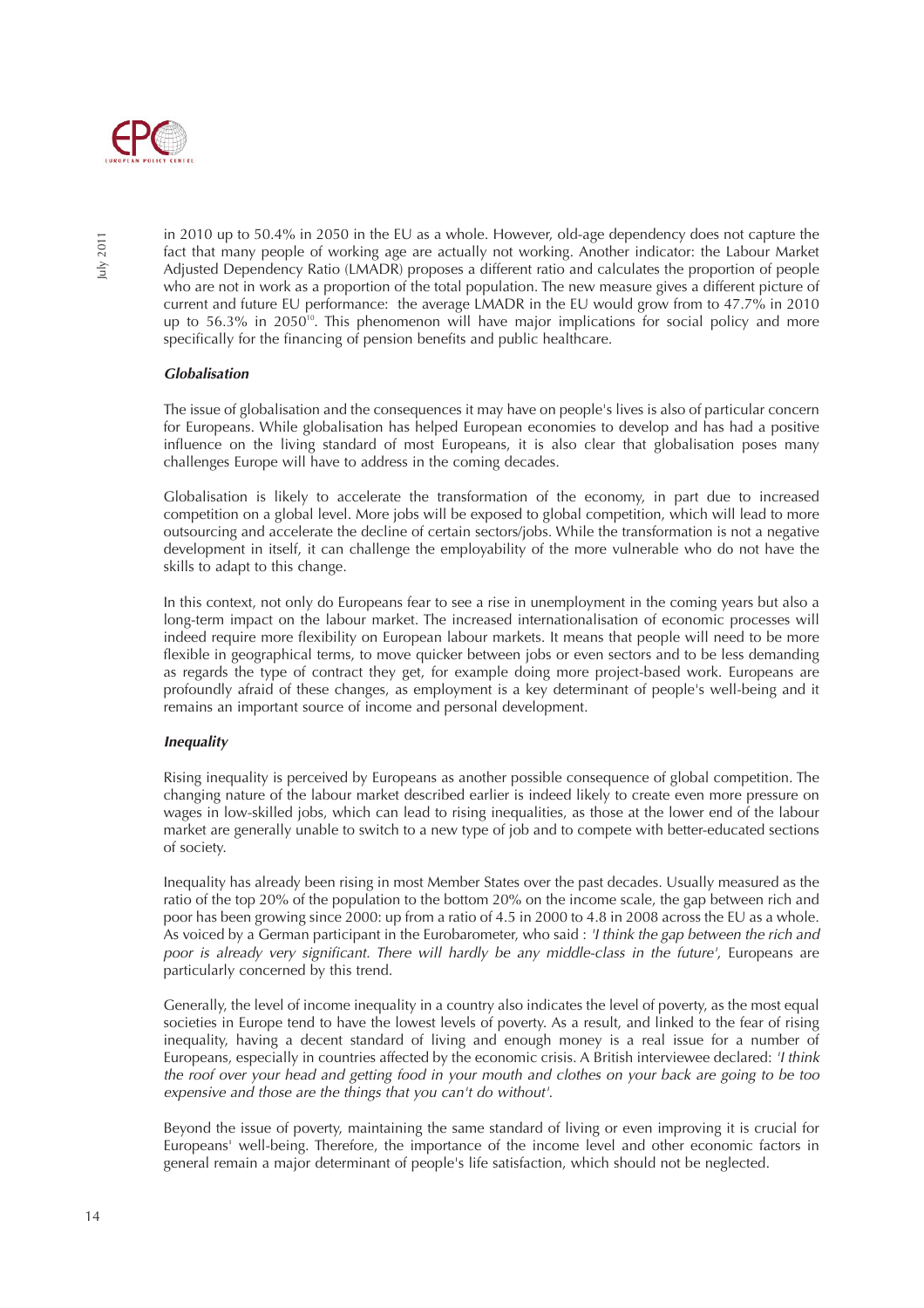in 2010 up to 50.4% in 2050 in the EU as a whole. However, old-age dependency does not capture the fact that many people of working age are actually not working. Another indicator: the Labour Market Adjusted Dependency Ratio (LMADR) proposes a different ratio and calculates the proportion of people who are not in work as a proportion of the total population. The new measure gives a different picture of current and future EU performance: the average LMADR in the EU would grow from to 47.7% in 2010 up to 56.3% in 2050[10]. This phenomenon will have major implications for social policy and more specifically for the financing of pension benefits and public healthcare.

***Globalisation***

The issue of globalisation and the consequences it may have on people's lives is also of particular concern for Europeans. While globalisation has helped European economies to develop and has had a positive influence on the living standard of most Europeans, it is also clear that globalisation poses many challenges Europe will have to address in the coming decades.

Globalisation is likely to accelerate the transformation of the economy, in part due to increased competition on a global level. More jobs will be exposed to global competition, which will lead to more outsourcing and accelerate the decline of certain sectors/jobs. While the transformation is not a negative development in itself, it can challenge the employability of the more vulnerable who do not have the skills to adapt to this change.

In this context, not only do Europeans fear to see a rise in unemployment in the coming years but also a long-term impact on the labour market. The increased internationalisation of economic processes will indeed require more flexibility on European labour markets. It means that people will need to be more flexible in geographical terms, to move quicker between jobs or even sectors and to be less demanding as regards the type of contract they get, for example doing more project-based work. Europeans are profoundly afraid of these changes, as employment is a key determinant of people's well-being and it remains an important source of income and personal development.

***Inequality***

Rising inequality is perceived by Europeans as another possible consequence of global competition. The changing nature of the labour market described earlier is indeed likely to create even more pressure on wages in low-skilled jobs, which can lead to rising inequalities, as those at the lower end of the labour market are generally unable to switch to a new type of job and to compete with better-educated sections of society.

Inequality has already been rising in most Member States over the past decades. Usually measured as the ratio of the top 20% of the population to the bottom 20% on the income scale, the gap between rich and poor has been growing since 2000: up from a ratio of 4.5 in 2000 to 4.8 in 2008 across the EU as a whole. As voiced by a German participant in the Eurobarometer, who said : *'I think the gap between the rich and poor is already very significant. There will hardly be any middle-class in the future'*, Europeans are particularly concerned by this trend.

Generally, the level of income inequality in a country also indicates the level of poverty, as the most equal societies in Europe tend to have the lowest levels of poverty. As a result, and linked to the fear of rising inequality, having a decent standard of living and enough money is a real issue for a number of Europeans, especially in countries affected by the economic crisis. A British interviewee declared: *'I think the roof over your head and getting food in your mouth and clothes on your back are going to be too expensive and those are the things that you can't do without'.*

Beyond the issue of poverty, maintaining the same standard of living or even improving it is crucial for Europeans' well-being. Therefore, the importance of the income level and other economic factors in general remain a major determinant of people's life satisfaction, which should not be neglected.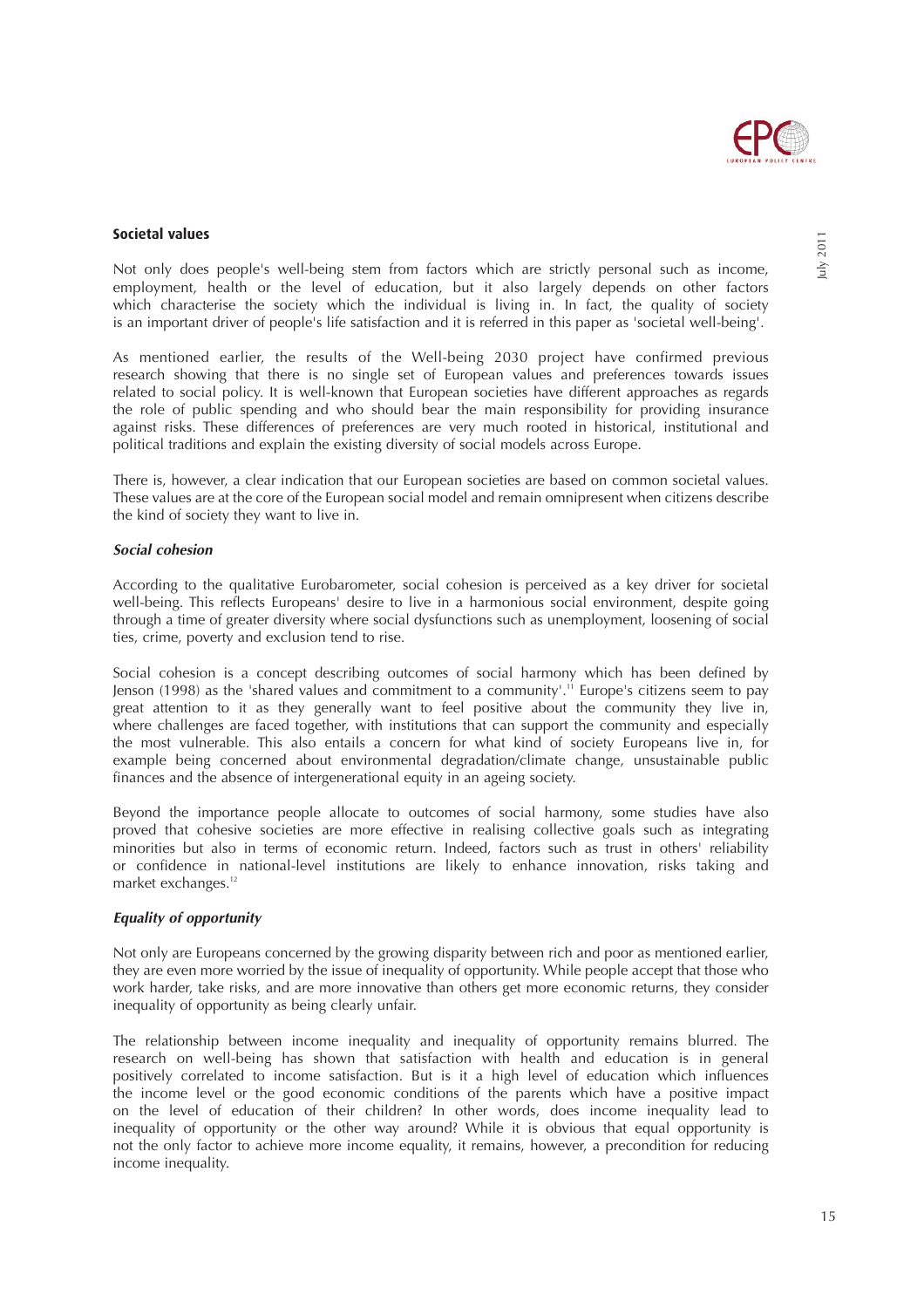## Societal values

Not only does people's well-being stem from factors which are strictly personal such as income, employment, health or the level of education, but it also largely depends on other factors which characterise the society which the individual is living in. In fact, the quality of society is an important driver of people's life satisfaction and it is referred in this paper as 'societal well-being'.

As mentioned earlier, the results of the Well-being 2030 project have confirmed previous research showing that there is no single set of European values and preferences towards issues related to social policy. It is well-known that European societies have different approaches as regards the role of public spending and who should bear the main responsibility for providing insurance against risks. These differences of preferences are very much rooted in historical, institutional and political traditions and explain the existing diversity of social models across Europe.

There is, however, a clear indication that our European societies are based on common societal values. These values are at the core of the European social model and remain omnipresent when citizens describe the kind of society they want to live in.

### *Social cohesion*

According to the qualitative Eurobarometer, social cohesion is perceived as a key driver for societal well-being. This reflects Europeans' desire to live in a harmonious social environment, despite going through a time of greater diversity where social dysfunctions such as unemployment, loosening of social ties, crime, poverty and exclusion tend to rise.

Social cohesion is a concept describing outcomes of social harmony which has been defined by Jenson (1998) as the 'shared values and commitment to a community'.[11] Europe's citizens seem to pay great attention to it as they generally want to feel positive about the community they live in, where challenges are faced together, with institutions that can support the community and especially the most vulnerable. This also entails a concern for what kind of society Europeans live in, for example being concerned about environmental degradation/climate change, unsustainable public finances and the absence of intergenerational equity in an ageing society.

Beyond the importance people allocate to outcomes of social harmony, some studies have also proved that cohesive societies are more effective in realising collective goals such as integrating minorities but also in terms of economic return. Indeed, factors such as trust in others' reliability or confidence in national-level institutions are likely to enhance innovation, risks taking and market exchanges.[12]

### *Equality of opportunity*

Not only are Europeans concerned by the growing disparity between rich and poor as mentioned earlier, they are even more worried by the issue of inequality of opportunity. While people accept that those who work harder, take risks, and are more innovative than others get more economic returns, they consider inequality of opportunity as being clearly unfair.

The relationship between income inequality and inequality of opportunity remains blurred. The research on well-being has shown that satisfaction with health and education is in general positively correlated to income satisfaction. But is it a high level of education which influences the income level or the good economic conditions of the parents which have a positive impact on the level of education of their children? In other words, does income inequality lead to inequality of opportunity or the other way around? While it is obvious that equal opportunity is not the only factor to achieve more income equality, it remains, however, a precondition for reducing income inequality.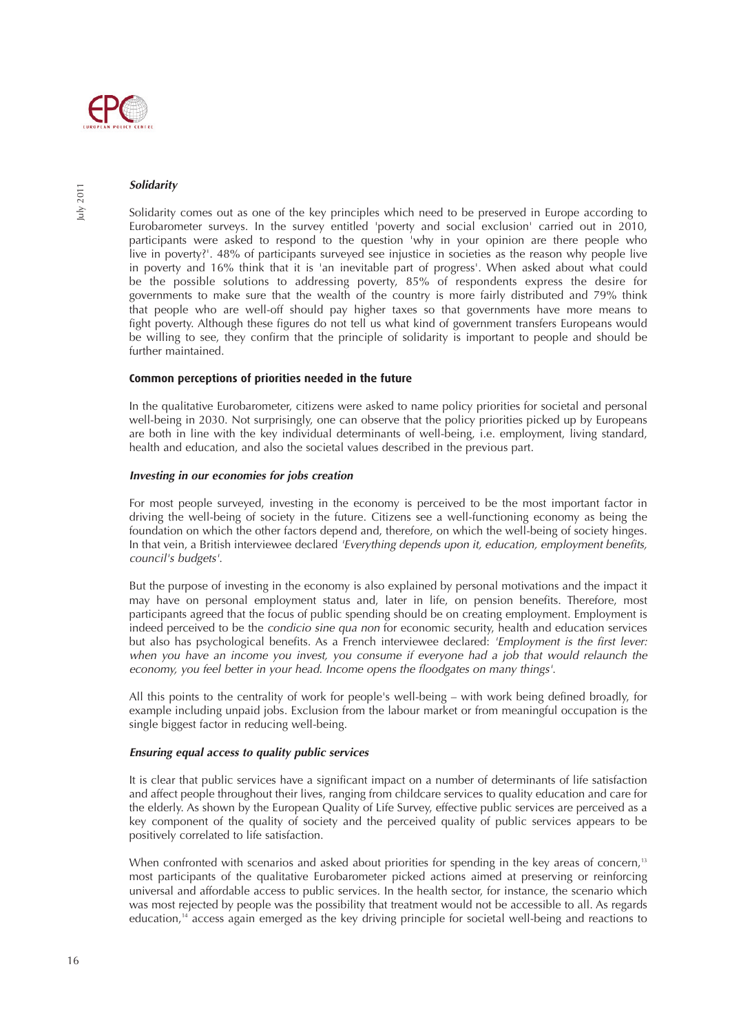***Solidarity***

Solidarity comes out as one of the key principles which need to be preserved in Europe according to Eurobarometer surveys. In the survey entitled 'poverty and social exclusion' carried out in 2010, participants were asked to respond to the question 'why in your opinion are there people who live in poverty?'. 48% of participants surveyed see injustice in societies as the reason why people live in poverty and 16% think that it is 'an inevitable part of progress'. When asked about what could be the possible solutions to addressing poverty, 85% of respondents express the desire for governments to make sure that the wealth of the country is more fairly distributed and 79% think that people who are well-off should pay higher taxes so that governments have more means to fight poverty. Although these figures do not tell us what kind of government transfers Europeans would be willing to see, they confirm that the principle of solidarity is important to people and should be further maintained.

**Common perceptions of priorities needed in the future**

In the qualitative Eurobarometer, citizens were asked to name policy priorities for societal and personal well-being in 2030. Not surprisingly, one can observe that the policy priorities picked up by Europeans are both in line with the key individual determinants of well-being, i.e. employment, living standard, health and education, and also the societal values described in the previous part.

***Investing in our economies for jobs creation***

For most people surveyed, investing in the economy is perceived to be the most important factor in driving the well-being of society in the future. Citizens see a well-functioning economy as being the foundation on which the other factors depend and, therefore, on which the well-being of society hinges. In that vein, a British interviewee declared *'Everything depends upon it, education, employment benefits, council's budgets'*.

But the purpose of investing in the economy is also explained by personal motivations and the impact it may have on personal employment status and, later in life, on pension benefits. Therefore, most participants agreed that the focus of public spending should be on creating employment. Employment is indeed perceived to be the *condicio sine qua non* for economic security, health and education services but also has psychological benefits. As a French interviewee declared: *'Employment is the first lever: when you have an income you invest, you consume if everyone had a job that would relaunch the economy, you feel better in your head. Income opens the floodgates on many things'*.

All this points to the centrality of work for people's well-being – with work being defined broadly, for example including unpaid jobs. Exclusion from the labour market or from meaningful occupation is the single biggest factor in reducing well-being.

***Ensuring equal access to quality public services***

It is clear that public services have a significant impact on a number of determinants of life satisfaction and affect people throughout their lives, ranging from childcare services to quality education and care for the elderly. As shown by the European Quality of Life Survey, effective public services are perceived as a key component of the quality of society and the perceived quality of public services appears to be positively correlated to life satisfaction.

When confronted with scenarios and asked about priorities for spending in the key areas of concern,[13] most participants of the qualitative Eurobarometer picked actions aimed at preserving or reinforcing universal and affordable access to public services. In the health sector, for instance, the scenario which was most rejected by people was the possibility that treatment would not be accessible to all. As regards education,[14] access again emerged as the key driving principle for societal well-being and reactions to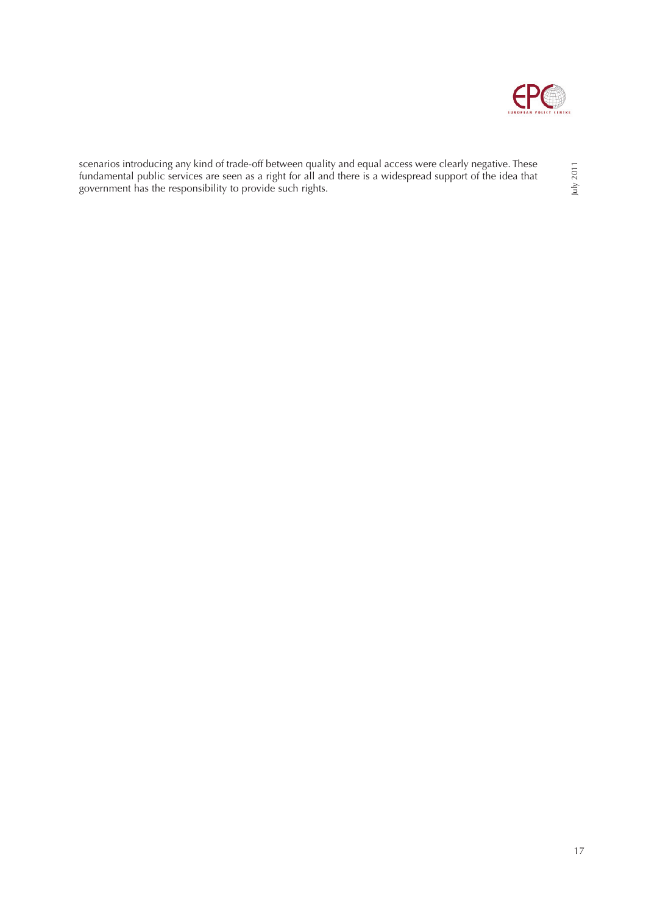scenarios introducing any kind of trade-off between quality and equal access were clearly negative. These fundamental public services are seen as a right for all and there is a widespread support of the idea that government has the responsibility to provide such rights.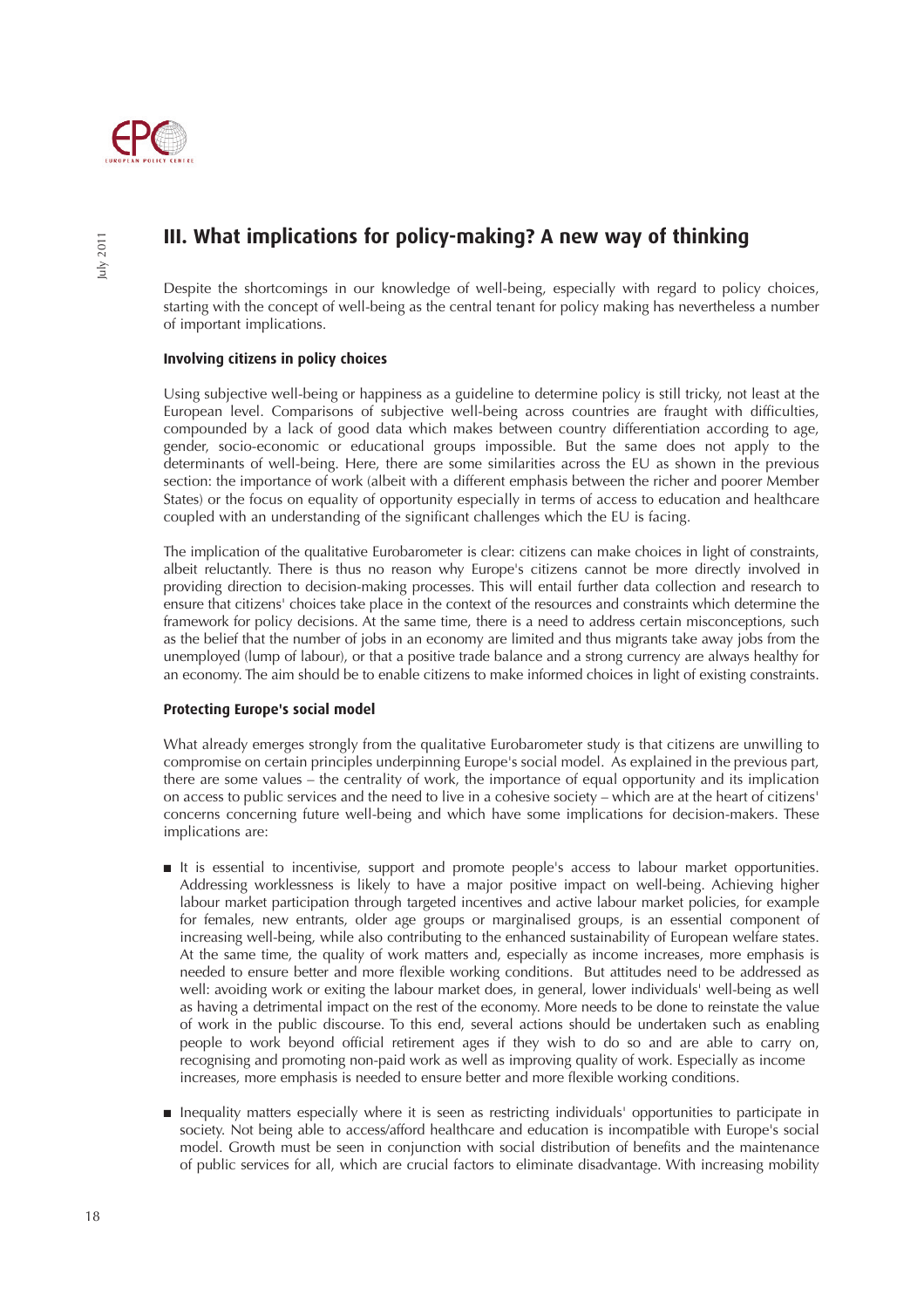## III. What implications for policy-making? A new way of thinking

Despite the shortcomings in our knowledge of well-being, especially with regard to policy choices, starting with the concept of well-being as the central tenant for policy making has nevertheless a number of important implications.

### Involving citizens in policy choices

Using subjective well-being or happiness as a guideline to determine policy is still tricky, not least at the European level. Comparisons of subjective well-being across countries are fraught with difficulties, compounded by a lack of good data which makes between country differentiation according to age, gender, socio-economic or educational groups impossible. But the same does not apply to the determinants of well-being. Here, there are some similarities across the EU as shown in the previous section: the importance of work (albeit with a different emphasis between the richer and poorer Member States) or the focus on equality of opportunity especially in terms of access to education and healthcare coupled with an understanding of the significant challenges which the EU is facing.

The implication of the qualitative Eurobarometer is clear: citizens can make choices in light of constraints, albeit reluctantly. There is thus no reason why Europe's citizens cannot be more directly involved in providing direction to decision-making processes. This will entail further data collection and research to ensure that citizens' choices take place in the context of the resources and constraints which determine the framework for policy decisions. At the same time, there is a need to address certain misconceptions, such as the belief that the number of jobs in an economy are limited and thus migrants take away jobs from the unemployed (lump of labour), or that a positive trade balance and a strong currency are always healthy for an economy. The aim should be to enable citizens to make informed choices in light of existing constraints.

### Protecting Europe's social model

What already emerges strongly from the qualitative Eurobarometer study is that citizens are unwilling to compromise on certain principles underpinning Europe's social model. As explained in the previous part, there are some values – the centrality of work, the importance of equal opportunity and its implication on access to public services and the need to live in a cohesive society – which are at the heart of citizens' concerns concerning future well-being and which have some implications for decision-makers. These implications are:

- It is essential to incentivise, support and promote people's access to labour market opportunities. Addressing worklessness is likely to have a major positive impact on well-being. Achieving higher labour market participation through targeted incentives and active labour market policies, for example for females, new entrants, older age groups or marginalised groups, is an essential component of increasing well-being, while also contributing to the enhanced sustainability of European welfare states. At the same time, the quality of work matters and, especially as income increases, more emphasis is needed to ensure better and more flexible working conditions. But attitudes need to be addressed as well: avoiding work or exiting the labour market does, in general, lower individuals' well-being as well as having a detrimental impact on the rest of the economy. More needs to be done to reinstate the value of work in the public discourse. To this end, several actions should be undertaken such as enabling people to work beyond official retirement ages if they wish to do so and are able to carry on, recognising and promoting non-paid work as well as improving quality of work. Especially as income increases, more emphasis is needed to ensure better and more flexible working conditions.
- Inequality matters especially where it is seen as restricting individuals' opportunities to participate in society. Not being able to access/afford healthcare and education is incompatible with Europe's social model. Growth must be seen in conjunction with social distribution of benefits and the maintenance of public services for all, which are crucial factors to eliminate disadvantage. With increasing mobility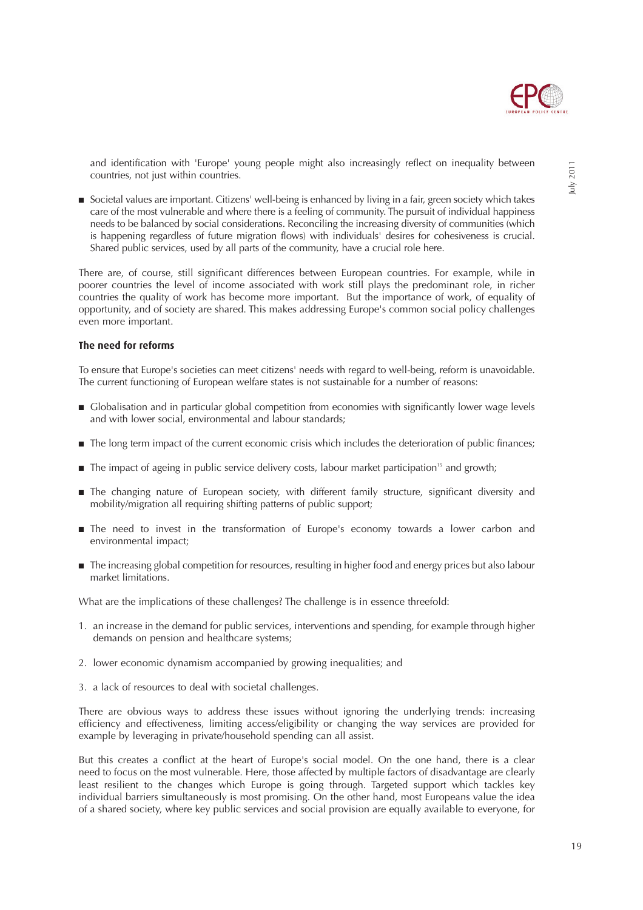and identification with 'Europe' young people might also increasingly reflect on inequality between countries, not just within countries.

- Societal values are important. Citizens' well-being is enhanced by living in a fair, green society which takes care of the most vulnerable and where there is a feeling of community. The pursuit of individual happiness needs to be balanced by social considerations. Reconciling the increasing diversity of communities (which is happening regardless of future migration flows) with individuals' desires for cohesiveness is crucial. Shared public services, used by all parts of the community, have a crucial role here.

There are, of course, still significant differences between European countries. For example, while in poorer countries the level of income associated with work still plays the predominant role, in richer countries the quality of work has become more important. But the importance of work, of equality of opportunity, and of society are shared. This makes addressing Europe's common social policy challenges even more important.

### The need for reforms

To ensure that Europe's societies can meet citizens' needs with regard to well-being, reform is unavoidable. The current functioning of European welfare states is not sustainable for a number of reasons:

- Globalisation and in particular global competition from economies with significantly lower wage levels and with lower social, environmental and labour standards;
- The long term impact of the current economic crisis which includes the deterioration of public finances;
- The impact of ageing in public service delivery costs, labour market participation[15] and growth;
- The changing nature of European society, with different family structure, significant diversity and mobility/migration all requiring shifting patterns of public support;
- The need to invest in the transformation of Europe's economy towards a lower carbon and environmental impact;
- The increasing global competition for resources, resulting in higher food and energy prices but also labour market limitations.

What are the implications of these challenges? The challenge is in essence threefold:

1. an increase in the demand for public services, interventions and spending, for example through higher demands on pension and healthcare systems;
2. lower economic dynamism accompanied by growing inequalities; and
3. a lack of resources to deal with societal challenges.

There are obvious ways to address these issues without ignoring the underlying trends: increasing efficiency and effectiveness, limiting access/eligibility or changing the way services are provided for example by leveraging in private/household spending can all assist.

But this creates a conflict at the heart of Europe's social model. On the one hand, there is a clear need to focus on the most vulnerable. Here, those affected by multiple factors of disadvantage are clearly least resilient to the changes which Europe is going through. Targeted support which tackles key individual barriers simultaneously is most promising. On the other hand, most Europeans value the idea of a shared society, where key public services and social provision are equally available to everyone, for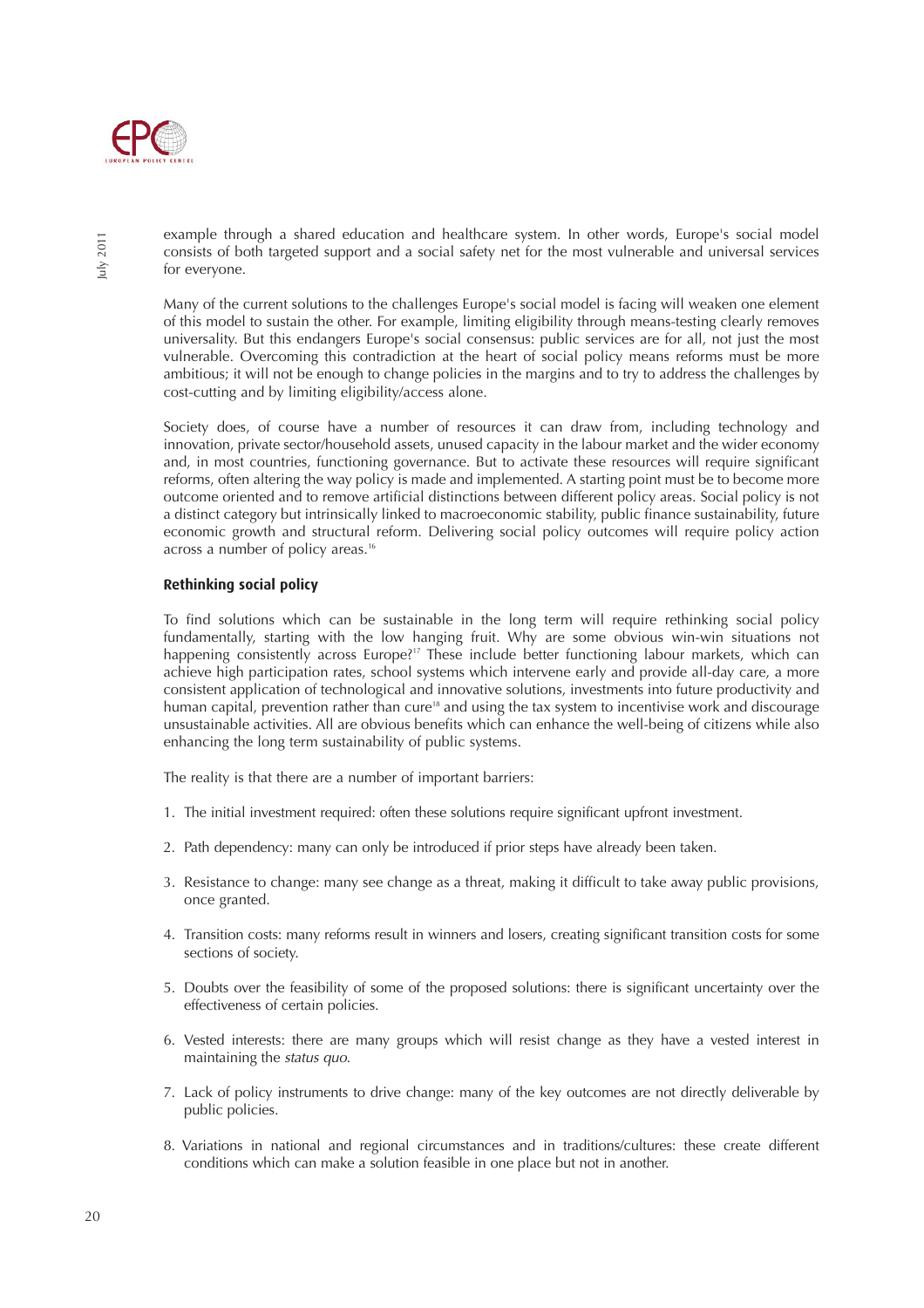example through a shared education and healthcare system. In other words, Europe's social model consists of both targeted support and a social safety net for the most vulnerable and universal services for everyone.

Many of the current solutions to the challenges Europe's social model is facing will weaken one element of this model to sustain the other. For example, limiting eligibility through means-testing clearly removes universality. But this endangers Europe's social consensus: public services are for all, not just the most vulnerable. Overcoming this contradiction at the heart of social policy means reforms must be more ambitious; it will not be enough to change policies in the margins and to try to address the challenges by cost-cutting and by limiting eligibility/access alone.

Society does, of course have a number of resources it can draw from, including technology and innovation, private sector/household assets, unused capacity in the labour market and the wider economy and, in most countries, functioning governance. But to activate these resources will require significant reforms, often altering the way policy is made and implemented. A starting point must be to become more outcome oriented and to remove artificial distinctions between different policy areas. Social policy is not a distinct category but intrinsically linked to macroeconomic stability, public finance sustainability, future economic growth and structural reform. Delivering social policy outcomes will require policy action across a number of policy areas.[16]

**Rethinking social policy**

To find solutions which can be sustainable in the long term will require rethinking social policy fundamentally, starting with the low hanging fruit. Why are some obvious win-win situations not happening consistently across Europe?[17] These include better functioning labour markets, which can achieve high participation rates, school systems which intervene early and provide all-day care, a more consistent application of technological and innovative solutions, investments into future productivity and human capital, prevention rather than cure[18] and using the tax system to incentivise work and discourage unsustainable activities. All are obvious benefits which can enhance the well-being of citizens while also enhancing the long term sustainability of public systems.

The reality is that there are a number of important barriers:

1. The initial investment required: often these solutions require significant upfront investment.
2. Path dependency: many can only be introduced if prior steps have already been taken.
3. Resistance to change: many see change as a threat, making it difficult to take away public provisions, once granted.
4. Transition costs: many reforms result in winners and losers, creating significant transition costs for some sections of society.
5. Doubts over the feasibility of some of the proposed solutions: there is significant uncertainty over the effectiveness of certain policies.
6. Vested interests: there are many groups which will resist change as they have a vested interest in maintaining the *status quo*.
7. Lack of policy instruments to drive change: many of the key outcomes are not directly deliverable by public policies.
8. Variations in national and regional circumstances and in traditions/cultures: these create different conditions which can make a solution feasible in one place but not in another.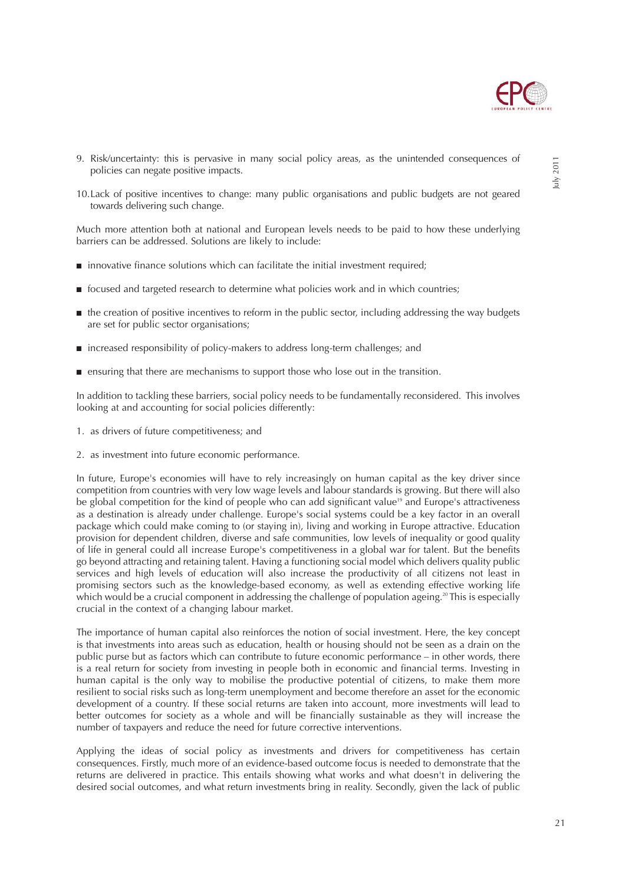9. Risk/uncertainty: this is pervasive in many social policy areas, as the unintended consequences of policies can negate positive impacts.

10. Lack of positive incentives to change: many public organisations and public budgets are not geared towards delivering such change.

Much more attention both at national and European levels needs to be paid to how these underlying barriers can be addressed. Solutions are likely to include:

- innovative finance solutions which can facilitate the initial investment required;
- focused and targeted research to determine what policies work and in which countries;
- the creation of positive incentives to reform in the public sector, including addressing the way budgets are set for public sector organisations;
- increased responsibility of policy-makers to address long-term challenges; and
- ensuring that there are mechanisms to support those who lose out in the transition.

In addition to tackling these barriers, social policy needs to be fundamentally reconsidered. This involves looking at and accounting for social policies differently:

1. as drivers of future competitiveness; and
2. as investment into future economic performance.

In future, Europe's economies will have to rely increasingly on human capital as the key driver since competition from countries with very low wage levels and labour standards is growing. But there will also be global competition for the kind of people who can add significant value[19] and Europe's attractiveness as a destination is already under challenge. Europe's social systems could be a key factor in an overall package which could make coming to (or staying in), living and working in Europe attractive. Education provision for dependent children, diverse and safe communities, low levels of inequality or good quality of life in general could all increase Europe's competitiveness in a global war for talent. But the benefits go beyond attracting and retaining talent. Having a functioning social model which delivers quality public services and high levels of education will also increase the productivity of all citizens not least in promising sectors such as the knowledge-based economy, as well as extending effective working life which would be a crucial component in addressing the challenge of population ageing.[20] This is especially crucial in the context of a changing labour market.

The importance of human capital also reinforces the notion of social investment. Here, the key concept is that investments into areas such as education, health or housing should not be seen as a drain on the public purse but as factors which can contribute to future economic performance – in other words, there is a real return for society from investing in people both in economic and financial terms. Investing in human capital is the only way to mobilise the productive potential of citizens, to make them more resilient to social risks such as long-term unemployment and become therefore an asset for the economic development of a country. If these social returns are taken into account, more investments will lead to better outcomes for society as a whole and will be financially sustainable as they will increase the number of taxpayers and reduce the need for future corrective interventions.

Applying the ideas of social policy as investments and drivers for competitiveness has certain consequences. Firstly, much more of an evidence-based outcome focus is needed to demonstrate that the returns are delivered in practice. This entails showing what works and what doesn't in delivering the desired social outcomes, and what return investments bring in reality. Secondly, given the lack of public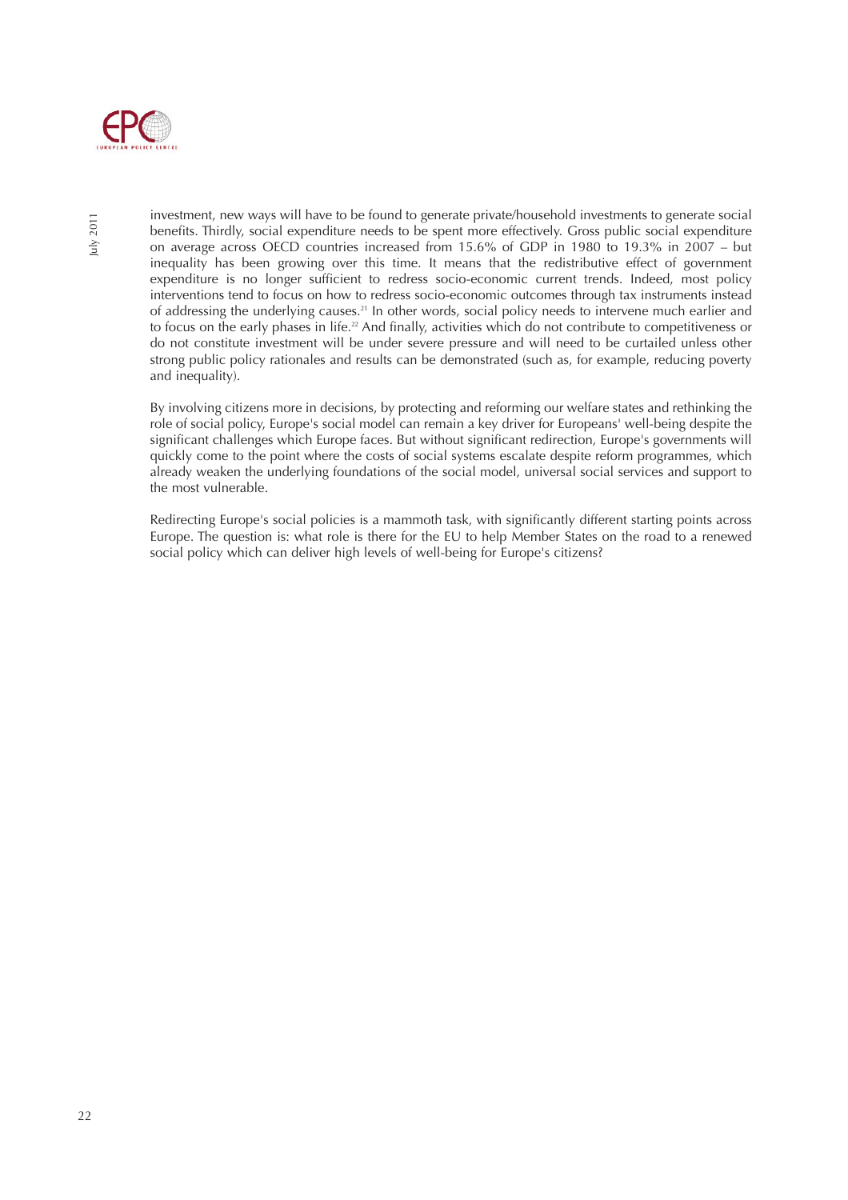investment, new ways will have to be found to generate private/household investments to generate social benefits. Thirdly, social expenditure needs to be spent more effectively. Gross public social expenditure on average across OECD countries increased from 15.6% of GDP in 1980 to 19.3% in 2007 – but inequality has been growing over this time. It means that the redistributive effect of government expenditure is no longer sufficient to redress socio-economic current trends. Indeed, most policy interventions tend to focus on how to redress socio-economic outcomes through tax instruments instead of addressing the underlying causes.[21] In other words, social policy needs to intervene much earlier and to focus on the early phases in life.[22] And finally, activities which do not contribute to competitiveness or do not constitute investment will be under severe pressure and will need to be curtailed unless other strong public policy rationales and results can be demonstrated (such as, for example, reducing poverty and inequality).

By involving citizens more in decisions, by protecting and reforming our welfare states and rethinking the role of social policy, Europe's social model can remain a key driver for Europeans' well-being despite the significant challenges which Europe faces. But without significant redirection, Europe's governments will quickly come to the point where the costs of social systems escalate despite reform programmes, which already weaken the underlying foundations of the social model, universal social services and support to the most vulnerable.

Redirecting Europe's social policies is a mammoth task, with significantly different starting points across Europe. The question is: what role is there for the EU to help Member States on the road to a renewed social policy which can deliver high levels of well-being for Europe's citizens?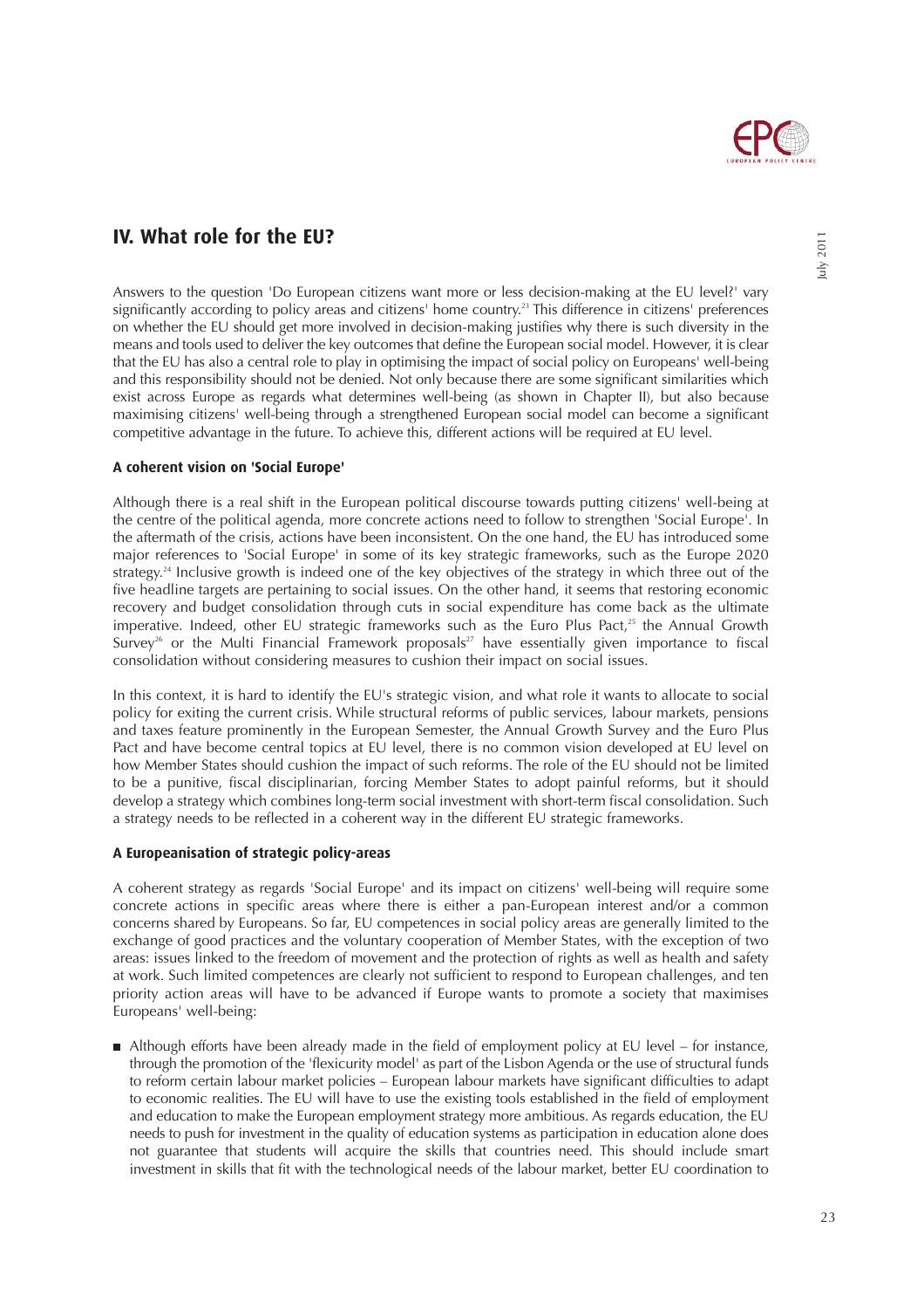## IV. What role for the EU?

Answers to the question 'Do European citizens want more or less decision-making at the EU level?' vary significantly according to policy areas and citizens' home country.[23] This difference in citizens' preferences on whether the EU should get more involved in decision-making justifies why there is such diversity in the means and tools used to deliver the key outcomes that define the European social model. However, it is clear that the EU has also a central role to play in optimising the impact of social policy on Europeans' well-being and this responsibility should not be denied. Not only because there are some significant similarities which exist across Europe as regards what determines well-being (as shown in Chapter II), but also because maximising citizens' well-being through a strengthened European social model can become a significant competitive advantage in the future. To achieve this, different actions will be required at EU level.

**A coherent vision on 'Social Europe'**

Although there is a real shift in the European political discourse towards putting citizens' well-being at the centre of the political agenda, more concrete actions need to follow to strengthen 'Social Europe'. In the aftermath of the crisis, actions have been inconsistent. On the one hand, the EU has introduced some major references to 'Social Europe' in some of its key strategic frameworks, such as the Europe 2020 strategy.[24] Inclusive growth is indeed one of the key objectives of the strategy in which three out of the five headline targets are pertaining to social issues. On the other hand, it seems that restoring economic recovery and budget consolidation through cuts in social expenditure has come back as the ultimate imperative. Indeed, other EU strategic frameworks such as the Euro Plus Pact,[25] the Annual Growth Survey[26] or the Multi Financial Framework proposals[27] have essentially given importance to fiscal consolidation without considering measures to cushion their impact on social issues.

In this context, it is hard to identify the EU's strategic vision, and what role it wants to allocate to social policy for exiting the current crisis. While structural reforms of public services, labour markets, pensions and taxes feature prominently in the European Semester, the Annual Growth Survey and the Euro Plus Pact and have become central topics at EU level, there is no common vision developed at EU level on how Member States should cushion the impact of such reforms. The role of the EU should not be limited to be a punitive, fiscal disciplinarian, forcing Member States to adopt painful reforms, but it should develop a strategy which combines long-term social investment with short-term fiscal consolidation. Such a strategy needs to be reflected in a coherent way in the different EU strategic frameworks.

**A Europeanisation of strategic policy-areas**

A coherent strategy as regards 'Social Europe' and its impact on citizens' well-being will require some concrete actions in specific areas where there is either a pan-European interest and/or a common concerns shared by Europeans. So far, EU competences in social policy areas are generally limited to the exchange of good practices and the voluntary cooperation of Member States, with the exception of two areas: issues linked to the freedom of movement and the protection of rights as well as health and safety at work. Such limited competences are clearly not sufficient to respond to European challenges, and ten priority action areas will have to be advanced if Europe wants to promote a society that maximises Europeans' well-being:

- Although efforts have been already made in the field of employment policy at EU level – for instance, through the promotion of the 'flexicurity model' as part of the Lisbon Agenda or the use of structural funds to reform certain labour market policies – European labour markets have significant difficulties to adapt to economic realities. The EU will have to use the existing tools established in the field of employment and education to make the European employment strategy more ambitious. As regards education, the EU needs to push for investment in the quality of education systems as participation in education alone does not guarantee that students will acquire the skills that countries need. This should include smart investment in skills that fit with the technological needs of the labour market, better EU coordination to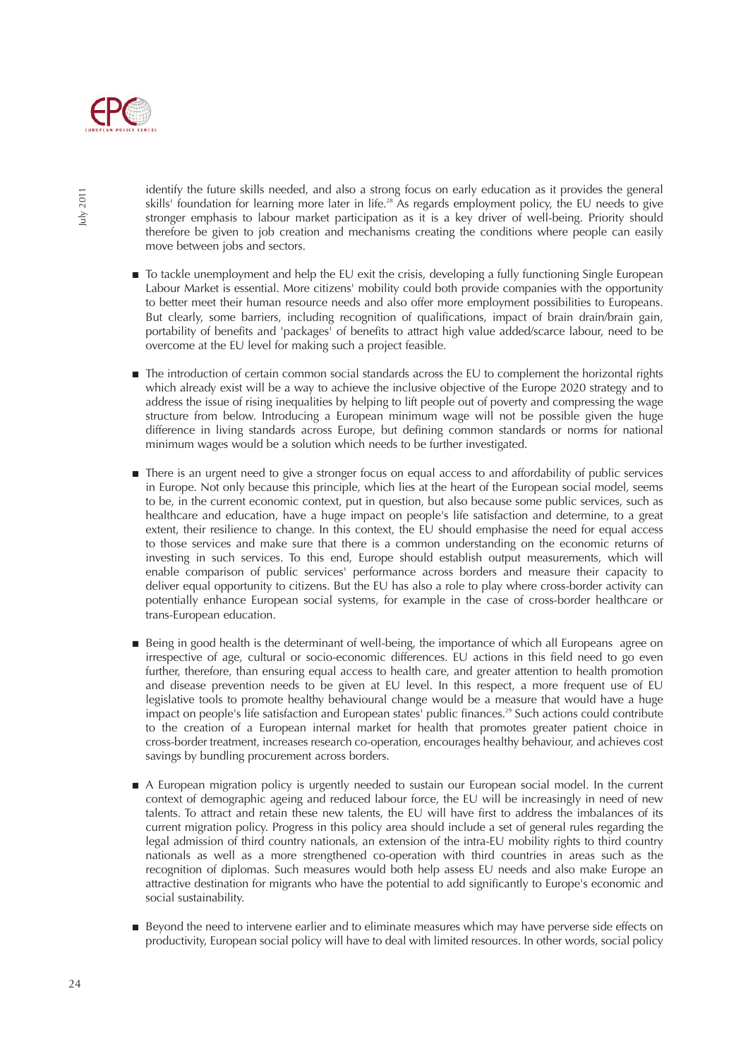identify the future skills needed, and also a strong focus on early education as it provides the general skills' foundation for learning more later in life.[28] As regards employment policy, the EU needs to give stronger emphasis to labour market participation as it is a key driver of well-being. Priority should therefore be given to job creation and mechanisms creating the conditions where people can easily move between jobs and sectors.

- To tackle unemployment and help the EU exit the crisis, developing a fully functioning Single European Labour Market is essential. More citizens' mobility could both provide companies with the opportunity to better meet their human resource needs and also offer more employment possibilities to Europeans. But clearly, some barriers, including recognition of qualifications, impact of brain drain/brain gain, portability of benefits and 'packages' of benefits to attract high value added/scarce labour, need to be overcome at the EU level for making such a project feasible.

- The introduction of certain common social standards across the EU to complement the horizontal rights which already exist will be a way to achieve the inclusive objective of the Europe 2020 strategy and to address the issue of rising inequalities by helping to lift people out of poverty and compressing the wage structure from below. Introducing a European minimum wage will not be possible given the huge difference in living standards across Europe, but defining common standards or norms for national minimum wages would be a solution which needs to be further investigated.

- There is an urgent need to give a stronger focus on equal access to and affordability of public services in Europe. Not only because this principle, which lies at the heart of the European social model, seems to be, in the current economic context, put in question, but also because some public services, such as healthcare and education, have a huge impact on people's life satisfaction and determine, to a great extent, their resilience to change. In this context, the EU should emphasise the need for equal access to those services and make sure that there is a common understanding on the economic returns of investing in such services. To this end, Europe should establish output measurements, which will enable comparison of public services' performance across borders and measure their capacity to deliver equal opportunity to citizens. But the EU has also a role to play where cross-border activity can potentially enhance European social systems, for example in the case of cross-border healthcare or trans-European education.

- Being in good health is the determinant of well-being, the importance of which all Europeans agree on irrespective of age, cultural or socio-economic differences. EU actions in this field need to go even further, therefore, than ensuring equal access to health care, and greater attention to health promotion and disease prevention needs to be given at EU level. In this respect, a more frequent use of EU legislative tools to promote healthy behavioural change would be a measure that would have a huge impact on people's life satisfaction and European states' public finances.[29] Such actions could contribute to the creation of a European internal market for health that promotes greater patient choice in cross-border treatment, increases research co-operation, encourages healthy behaviour, and achieves cost savings by bundling procurement across borders.

- A European migration policy is urgently needed to sustain our European social model. In the current context of demographic ageing and reduced labour force, the EU will be increasingly in need of new talents. To attract and retain these new talents, the EU will have first to address the imbalances of its current migration policy. Progress in this policy area should include a set of general rules regarding the legal admission of third country nationals, an extension of the intra-EU mobility rights to third country nationals as well as a more strengthened co-operation with third countries in areas such as the recognition of diplomas. Such measures would both help assess EU needs and also make Europe an attractive destination for migrants who have the potential to add significantly to Europe's economic and social sustainability.

- Beyond the need to intervene earlier and to eliminate measures which may have perverse side effects on productivity, European social policy will have to deal with limited resources. In other words, social policy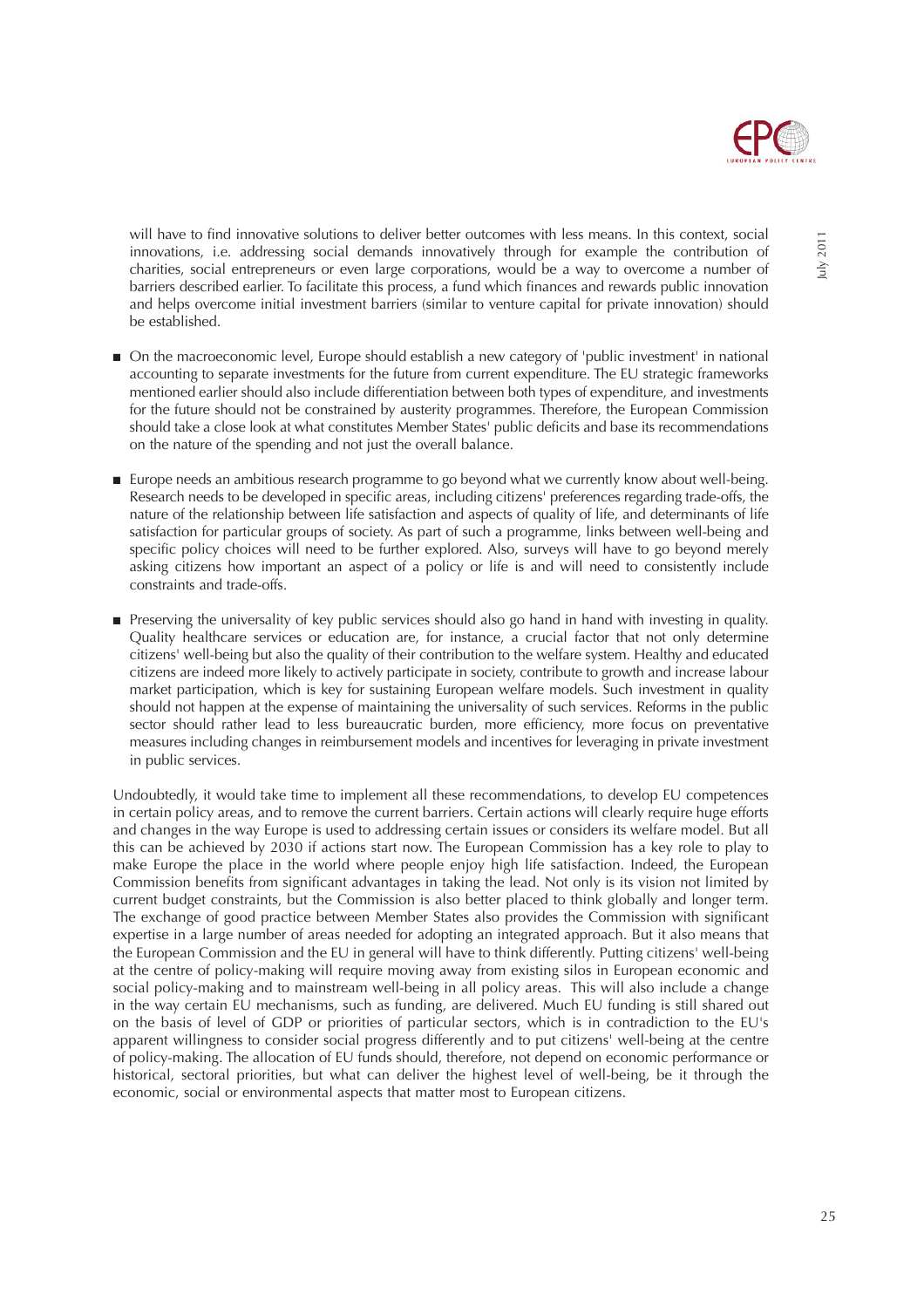will have to find innovative solutions to deliver better outcomes with less means. In this context, social innovations, i.e. addressing social demands innovatively through for example the contribution of charities, social entrepreneurs or even large corporations, would be a way to overcome a number of barriers described earlier. To facilitate this process, a fund which finances and rewards public innovation and helps overcome initial investment barriers (similar to venture capital for private innovation) should be established.

- On the macroeconomic level, Europe should establish a new category of 'public investment' in national accounting to separate investments for the future from current expenditure. The EU strategic frameworks mentioned earlier should also include differentiation between both types of expenditure, and investments for the future should not be constrained by austerity programmes. Therefore, the European Commission should take a close look at what constitutes Member States' public deficits and base its recommendations on the nature of the spending and not just the overall balance.

- Europe needs an ambitious research programme to go beyond what we currently know about well-being. Research needs to be developed in specific areas, including citizens' preferences regarding trade-offs, the nature of the relationship between life satisfaction and aspects of quality of life, and determinants of life satisfaction for particular groups of society. As part of such a programme, links between well-being and specific policy choices will need to be further explored. Also, surveys will have to go beyond merely asking citizens how important an aspect of a policy or life is and will need to consistently include constraints and trade-offs.

- Preserving the universality of key public services should also go hand in hand with investing in quality. Quality healthcare services or education are, for instance, a crucial factor that not only determine citizens' well-being but also the quality of their contribution to the welfare system. Healthy and educated citizens are indeed more likely to actively participate in society, contribute to growth and increase labour market participation, which is key for sustaining European welfare models. Such investment in quality should not happen at the expense of maintaining the universality of such services. Reforms in the public sector should rather lead to less bureaucratic burden, more efficiency, more focus on preventative measures including changes in reimbursement models and incentives for leveraging in private investment in public services.

Undoubtedly, it would take time to implement all these recommendations, to develop EU competences in certain policy areas, and to remove the current barriers. Certain actions will clearly require huge efforts and changes in the way Europe is used to addressing certain issues or considers its welfare model. But all this can be achieved by 2030 if actions start now. The European Commission has a key role to play to make Europe the place in the world where people enjoy high life satisfaction. Indeed, the European Commission benefits from significant advantages in taking the lead. Not only is its vision not limited by current budget constraints, but the Commission is also better placed to think globally and longer term. The exchange of good practice between Member States also provides the Commission with significant expertise in a large number of areas needed for adopting an integrated approach. But it also means that the European Commission and the EU in general will have to think differently. Putting citizens' well-being at the centre of policy-making will require moving away from existing silos in European economic and social policy-making and to mainstream well-being in all policy areas. This will also include a change in the way certain EU mechanisms, such as funding, are delivered. Much EU funding is still shared out on the basis of level of GDP or priorities of particular sectors, which is in contradiction to the EU's apparent willingness to consider social progress differently and to put citizens' well-being at the centre of policy-making. The allocation of EU funds should, therefore, not depend on economic performance or historical, sectoral priorities, but what can deliver the highest level of well-being, be it through the economic, social or environmental aspects that matter most to European citizens.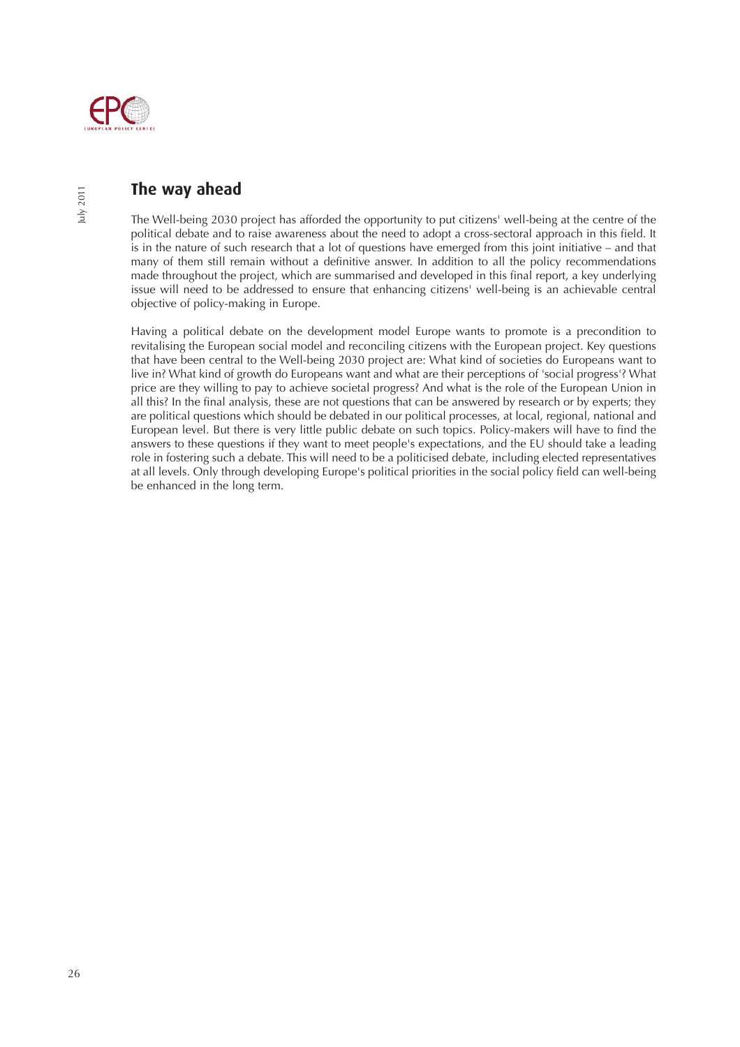## The way ahead

The Well-being 2030 project has afforded the opportunity to put citizens' well-being at the centre of the political debate and to raise awareness about the need to adopt a cross-sectoral approach in this field. It is in the nature of such research that a lot of questions have emerged from this joint initiative – and that many of them still remain without a definitive answer. In addition to all the policy recommendations made throughout the project, which are summarised and developed in this final report, a key underlying issue will need to be addressed to ensure that enhancing citizens' well-being is an achievable central objective of policy-making in Europe.

Having a political debate on the development model Europe wants to promote is a precondition to revitalising the European social model and reconciling citizens with the European project. Key questions that have been central to the Well-being 2030 project are: What kind of societies do Europeans want to live in? What kind of growth do Europeans want and what are their perceptions of 'social progress'? What price are they willing to pay to achieve societal progress? And what is the role of the European Union in all this? In the final analysis, these are not questions that can be answered by research or by experts; they are political questions which should be debated in our political processes, at local, regional, national and European level. But there is very little public debate on such topics. Policy-makers will have to find the answers to these questions if they want to meet people's expectations, and the EU should take a leading role in fostering such a debate. This will need to be a politicised debate, including elected representatives at all levels. Only through developing Europe's political priorities in the social policy field can well-being be enhanced in the long term.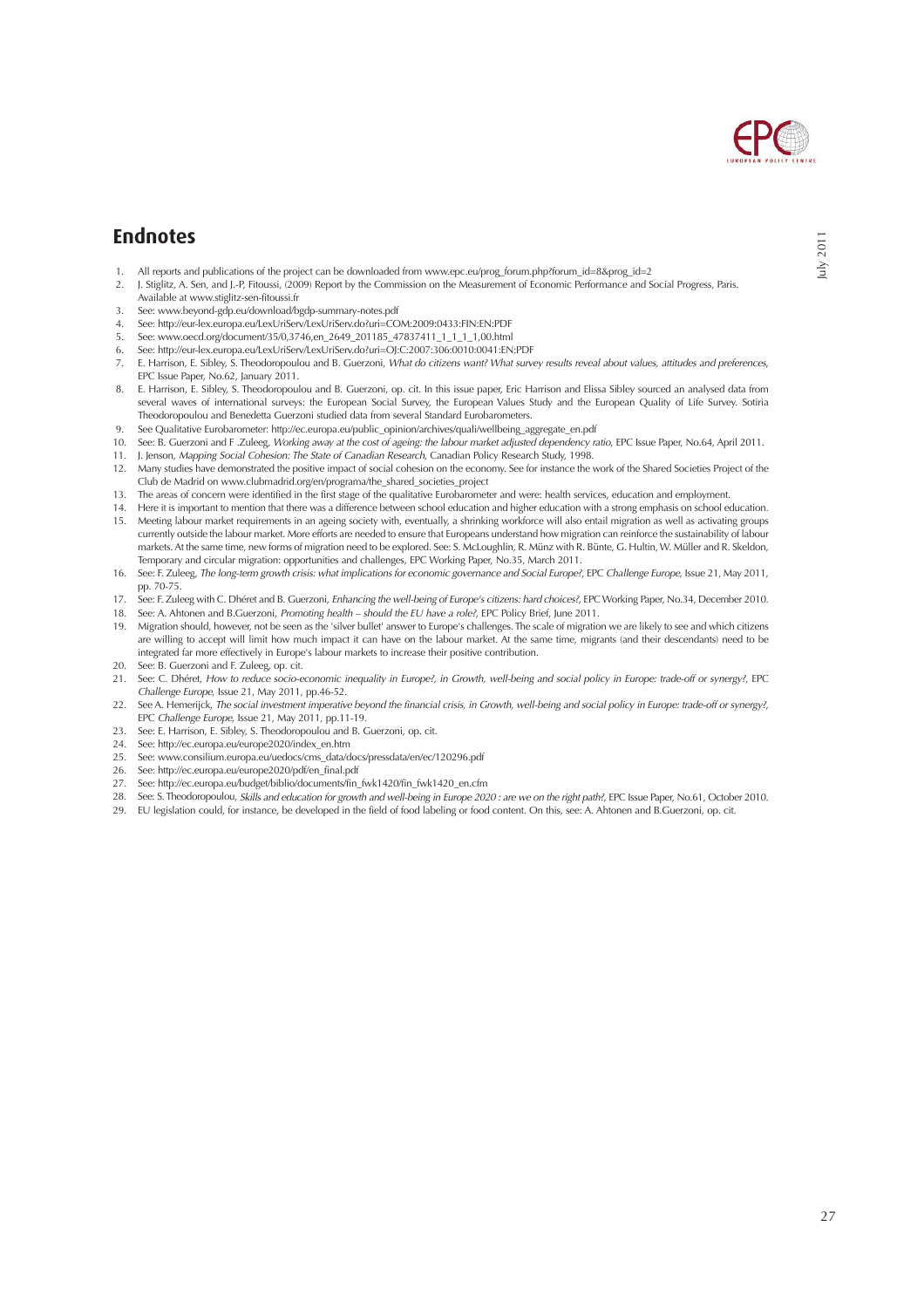## Endnotes

1. All reports and publications of the project can be downloaded from www.epc.eu/prog_forum.php?forum_id=8&prog_id=2
2. J. Stiglitz, A. Sen, and J.-P, Fitoussi, (2009) Report by the Commission on the Measurement of Economic Performance and Social Progress, Paris. Available at www.stiglitz-sen-fitoussi.fr
3. See: www.beyond-gdp.eu/download/bgdp-summary-notes.pdf
4. See: http://eur-lex.europa.eu/LexUriServ/LexUriServ.do?uri=COM:2009:0433:FIN:EN:PDF
5. See: www.oecd.org/document/35/0,3746,en_2649_201185_47837411_1_1_1_1,00.html
6. See: http://eur-lex.europa.eu/LexUriServ/LexUriServ.do?uri=OJ:C:2007:306:0010:0041:EN:PDF
7. E. Harrison, E. Sibley, S. Theodoropoulou and B. Guerzoni, *What do citizens want? What survey results reveal about values, attitudes and preferences,* EPC Issue Paper, No.62, January 2011.
8. E. Harrison, E. Sibley, S. Theodoropoulou and B. Guerzoni, op. cit. In this issue paper, Eric Harrison and Elissa Sibley sourced an analysed data from several waves of international surveys: the European Social Survey, the European Values Study and the European Quality of Life Survey. Sotiria Theodoropoulou and Benedetta Guerzoni studied data from several Standard Eurobarometers.
9. See Qualitative Eurobarometer: http://ec.europa.eu/public_opinion/archives/quali/wellbeing_aggregate_en.pdf
10. See: B. Guerzoni and F .Zuleeg, *Working away at the cost of ageing: the labour market adjusted dependency ratio,* EPC Issue Paper, No.64, April 2011.
11. J. Jenson, *Mapping Social Cohesion: The State of Canadian Research,* Canadian Policy Research Study, 1998.
12. Many studies have demonstrated the positive impact of social cohesion on the economy. See for instance the work of the Shared Societies Project of the Club de Madrid on www.clubmadrid.org/en/programa/the_shared_societies_project
13. The areas of concern were identified in the first stage of the qualitative Eurobarometer and were: health services, education and employment.
14. Here it is important to mention that there was a difference between school education and higher education with a strong emphasis on school education.
15. Meeting labour market requirements in an ageing society with, eventually, a shrinking workforce will also entail migration as well as activating groups currently outside the labour market. More efforts are needed to ensure that Europeans understand how migration can reinforce the sustainability of labour markets. At the same time, new forms of migration need to be explored. See: S. McLoughlin, R. Münz with R. Bünte, G. Hultin, W. Müller and R. Skeldon, Temporary and circular migration: opportunities and challenges, EPC Working Paper, No.35, March 2011.
16. See: F. Zuleeg, *The long-term growth crisis: what implications for economic governance and Social Europe?,* EPC *Challenge Europe*, Issue 21, May 2011, pp. 70-75.
17. See: F. Zuleeg with C. Dhéret and B. Guerzoni, *Enhancing the well-being of Europe's citizens: hard choices?,* EPC Working Paper, No.34, December 2010.
18. See: A. Ahtonen and B.Guerzoni, *Promoting health – should the EU have a role?,* EPC Policy Brief, June 2011.
19. Migration should, however, not be seen as the 'silver bullet' answer to Europe's challenges. The scale of migration we are likely to see and which citizens are willing to accept will limit how much impact it can have on the labour market. At the same time, migrants (and their descendants) need to be integrated far more effectively in Europe's labour markets to increase their positive contribution.
20. See: B. Guerzoni and F. Zuleeg, op. cit.
21. See: C. Dhéret, *How to reduce socio-economic inequality in Europe?, in Growth, well-being and social policy in Europe: trade-off or synergy?,* EPC *Challenge Europe,* Issue 21, May 2011, pp.46-52.
22. See A. Hemerijck, *The social investment imperative beyond the financial crisis, in Growth, well-being and social policy in Europe: trade-off or synergy?,* EPC *Challenge Europe,* Issue 21, May 2011, pp.11-19.
23. See: E. Harrison, E. Sibley, S. Theodoropoulou and B. Guerzoni, op. cit.
24. See: http://ec.europa.eu/europe2020/index_en.htm
25. See: www.consilium.europa.eu/uedocs/cms_data/docs/pressdata/en/ec/120296.pdf
26. See: http://ec.europa.eu/europe2020/pdf/en_final.pdf
27. See: http://ec.europa.eu/budget/biblio/documents/fin_fwk1420/fin_fwk1420_en.cfm
28. See: S. Theodoropoulou, *Skills and education for growth and well-being in Europe 2020 : are we on the right path?,* EPC Issue Paper, No.61, October 2010.
29. EU legislation could, for instance, be developed in the field of food labeling or food content. On this, see: A. Ahtonen and B.Guerzoni, op. cit.